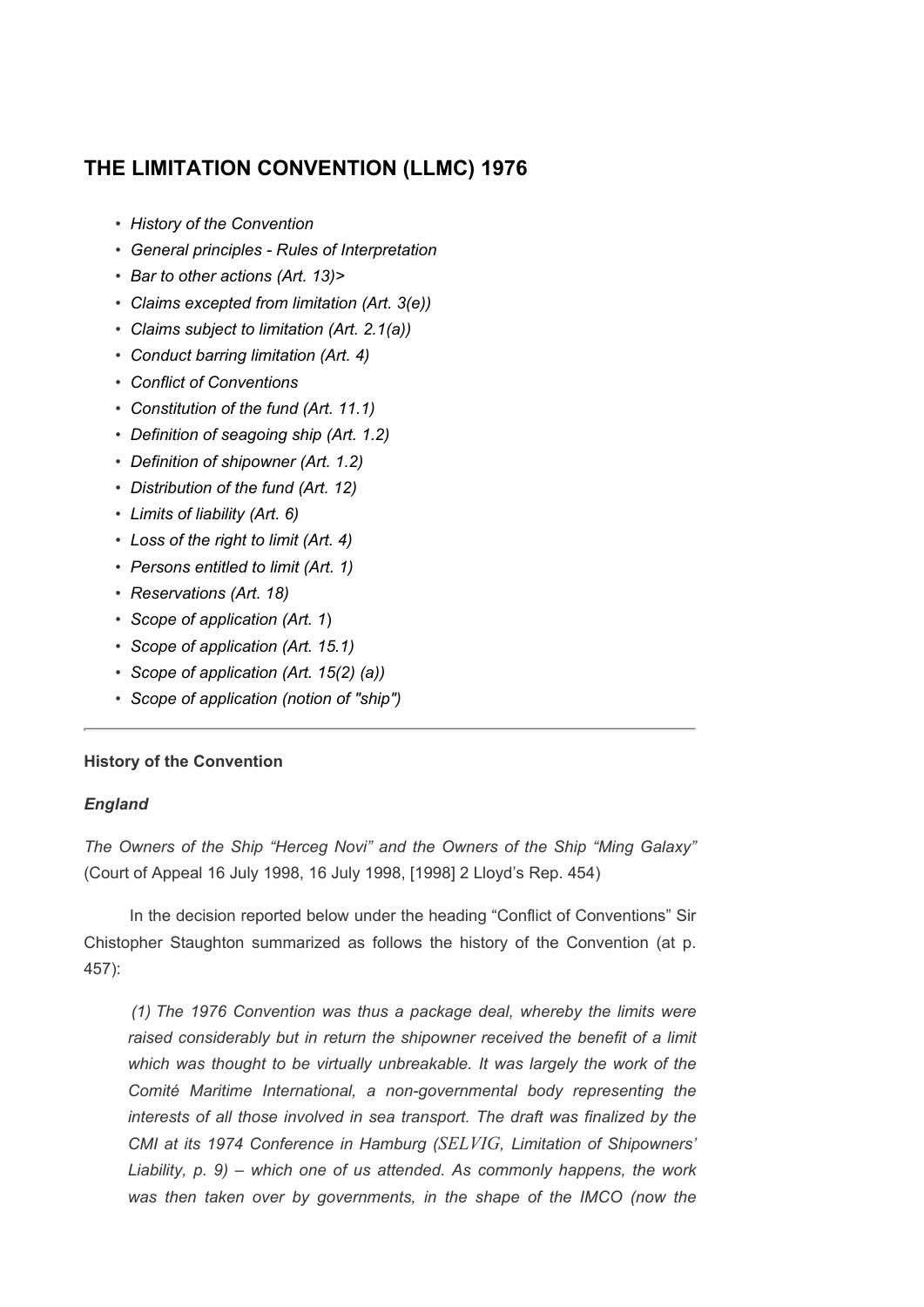# THE LIMITATION CONVENTION (LLMC) 1976

- *History of the Convention*
- *General principles - Rules of Interpretation*
- *Bar to other actions (Art. 13)>*
- *Claims excepted from limitation (Art. 3(e))*
- *Claims subject to limitation (Art. 2.1(a))*
- *Conduct barring limitation (Art. 4)*
- *Conflict of Conventions*
- *Constitution of the fund (Art. 11.1)*
- *Definition of seagoing ship (Art. 1.2)*
- *Definition of shipowner (Art. 1.2)*
- *Distribution of the fund (Art. 12)*
- *Limits of liability (Art. 6)*
- *Loss of the right to limit (Art. 4)*
- *Persons entitled to limit (Art. 1)*
- *Reservations (Art. 18)*
- *Scope of application (Art. 1)*
- *Scope of application (Art. 15.1)*
- *Scope of application (Art. 15(2) (a))*
- *Scope of application (notion of "ship")*

---

**History of the Convention**

***England***

*The Owners of the Ship "Herceg Novi" and the Owners of the Ship "Ming Galaxy"* (Court of Appeal 16 July 1998, 16 July 1998, [1998] 2 Lloyd's Rep. 454)

In the decision reported below under the heading "Conflict of Conventions" Sir Chistopher Staughton summarized as follows the history of the Convention (at p. 457):

> *(1) The 1976 Convention was thus a package deal, whereby the limits were raised considerably but in return the shipowner received the benefit of a limit which was thought to be virtually unbreakable. It was largely the work of the Comité Maritime International, a non-governmental body representing the interests of all those involved in sea transport. The draft was finalized by the CMI at its 1974 Conference in Hamburg (SELVIG, Limitation of Shipowners' Liability, p. 9) – which one of us attended. As commonly happens, the work was then taken over by governments, in the shape of the IMCO (now the*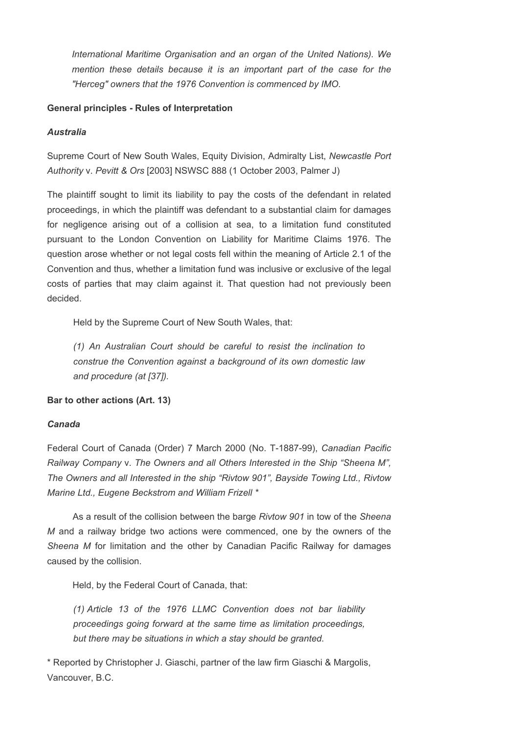*International Maritime Organisation and an organ of the United Nations). We mention these details because it is an important part of the case for the "Herceg" owners that the 1976 Convention is commenced by IMO.*

**General principles - Rules of Interpretation**

***Australia***

Supreme Court of New South Wales, Equity Division, Admiralty List, *Newcastle Port Authority* v. *Pevitt & Ors* [2003] NSWSC 888 (1 October 2003, Palmer J)

The plaintiff sought to limit its liability to pay the costs of the defendant in related proceedings, in which the plaintiff was defendant to a substantial claim for damages for negligence arising out of a collision at sea, to a limitation fund constituted pursuant to the London Convention on Liability for Maritime Claims 1976. The question arose whether or not legal costs fell within the meaning of Article 2.1 of the Convention and thus, whether a limitation fund was inclusive or exclusive of the legal costs of parties that may claim against it. That question had not previously been decided.

Held by the Supreme Court of New South Wales, that:

*(1) An Australian Court should be careful to resist the inclination to construe the Convention against a background of its own domestic law and procedure (at [37]).*

**Bar to other actions (Art. 13)**

***Canada***

Federal Court of Canada (Order) 7 March 2000 (No. T-1887-99), *Canadian Pacific Railway Company* v. *The Owners and all Others Interested in the Ship "Sheena M", The Owners and all Interested in the ship "Rivtow 901", Bayside Towing Ltd., Rivtow Marine Ltd., Eugene Beckstrom and William Frizell* *

As a result of the collision between the barge *Rivtow 901* in tow of the *Sheena M* and a railway bridge two actions were commenced, one by the owners of the *Sheena M* for limitation and the other by Canadian Pacific Railway for damages caused by the collision.

Held, by the Federal Court of Canada, that:

*(1) Article 13 of the 1976 LLMC Convention does not bar liability proceedings going forward at the same time as limitation proceedings, but there may be situations in which a stay should be granted.*

* Reported by Christopher J. Giaschi, partner of the law firm Giaschi & Margolis, Vancouver, B.C.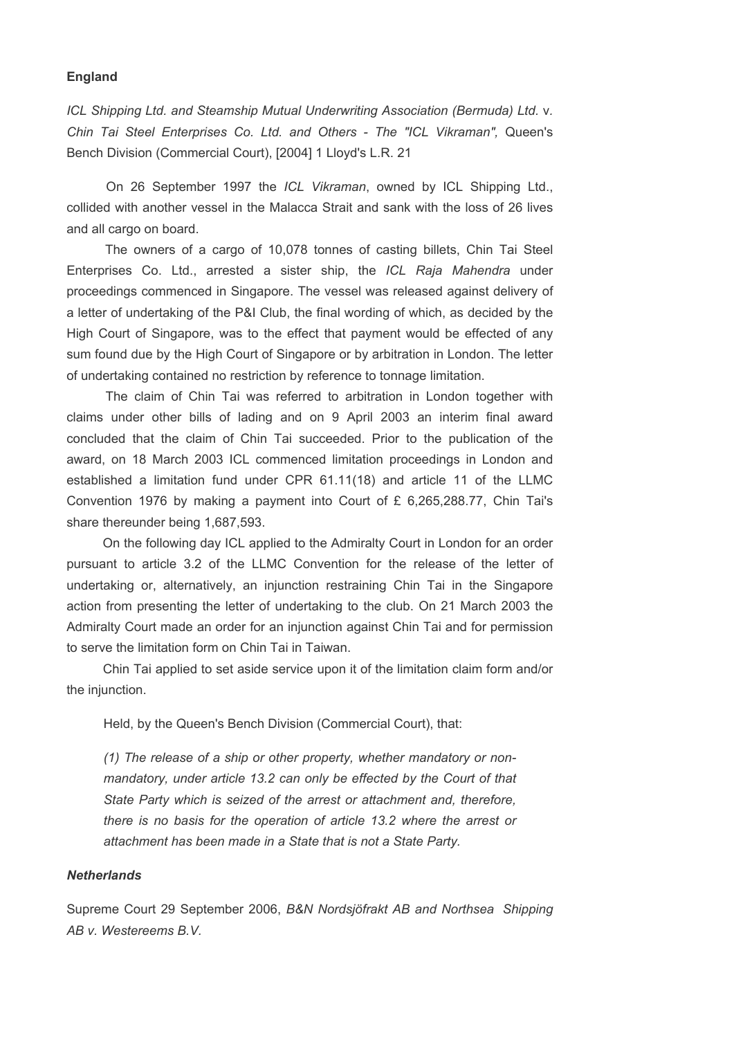**England**

*ICL Shipping Ltd. and Steamship Mutual Underwriting Association (Bermuda) Ltd.* v. *Chin Tai Steel Enterprises Co. Ltd. and Others - The "ICL Vikraman",* Queen's Bench Division (Commercial Court), [2004] 1 Lloyd's L.R. 21

On 26 September 1997 the *ICL Vikraman*, owned by ICL Shipping Ltd., collided with another vessel in the Malacca Strait and sank with the loss of 26 lives and all cargo on board.

The owners of a cargo of 10,078 tonnes of casting billets, Chin Tai Steel Enterprises Co. Ltd., arrested a sister ship, the *ICL Raja Mahendra* under proceedings commenced in Singapore. The vessel was released against delivery of a letter of undertaking of the P&I Club, the final wording of which, as decided by the High Court of Singapore, was to the effect that payment would be effected of any sum found due by the High Court of Singapore or by arbitration in London. The letter of undertaking contained no restriction by reference to tonnage limitation.

The claim of Chin Tai was referred to arbitration in London together with claims under other bills of lading and on 9 April 2003 an interim final award concluded that the claim of Chin Tai succeeded. Prior to the publication of the award, on 18 March 2003 ICL commenced limitation proceedings in London and established a limitation fund under CPR 61.11(18) and article 11 of the LLMC Convention 1976 by making a payment into Court of £ 6,265,288.77, Chin Tai's share thereunder being 1,687,593.

On the following day ICL applied to the Admiralty Court in London for an order pursuant to article 3.2 of the LLMC Convention for the release of the letter of undertaking or, alternatively, an injunction restraining Chin Tai in the Singapore action from presenting the letter of undertaking to the club. On 21 March 2003 the Admiralty Court made an order for an injunction against Chin Tai and for permission to serve the limitation form on Chin Tai in Taiwan.

Chin Tai applied to set aside service upon it of the limitation claim form and/or the injunction.

Held, by the Queen's Bench Division (Commercial Court), that:

*(1) The release of a ship or other property, whether mandatory or non-mandatory, under article 13.2 can only be effected by the Court of that State Party which is seized of the arrest or attachment and, therefore, there is no basis for the operation of article 13.2 where the arrest or attachment has been made in a State that is not a State Party.*

***Netherlands***

Supreme Court 29 September 2006, *B&N Nordsjöfrakt AB and Northsea Shipping AB v. Westereems B.V.*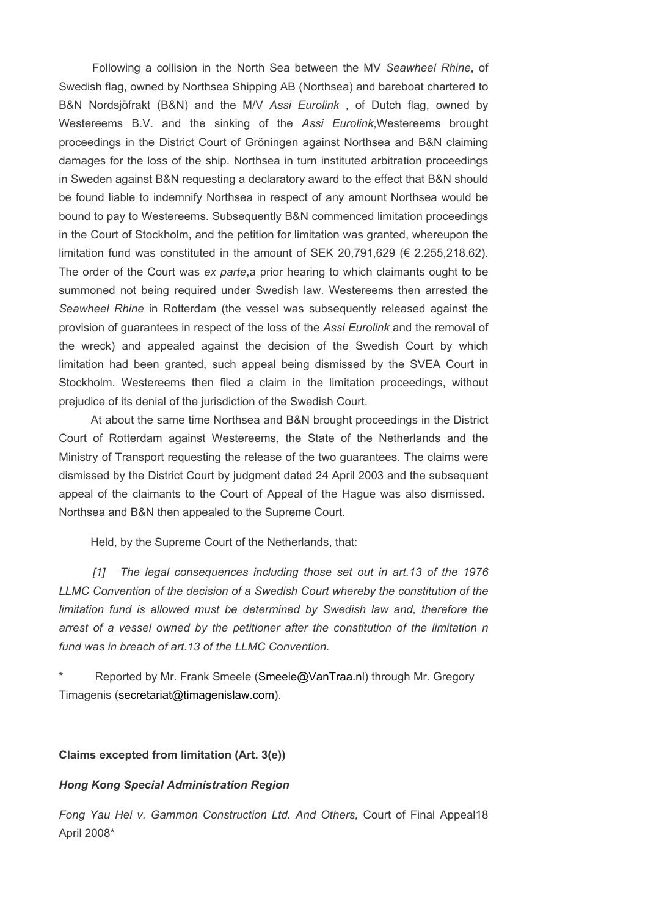Following a collision in the North Sea between the MV *Seawheel Rhine*, of Swedish flag, owned by Northsea Shipping AB (Northsea) and bareboat chartered to B&N Nordsjöfrakt (B&N) and the M/V *Assi Eurolink* , of Dutch flag, owned by Westereems B.V. and the sinking of the *Assi Eurolink*,Westereems brought proceedings in the District Court of Gröningen against Northsea and B&N claiming damages for the loss of the ship. Northsea in turn instituted arbitration proceedings in Sweden against B&N requesting a declaratory award to the effect that B&N should be found liable to indemnify Northsea in respect of any amount Northsea would be bound to pay to Westereems. Subsequently B&N commenced limitation proceedings in the Court of Stockholm, and the petition for limitation was granted, whereupon the limitation fund was constituted in the amount of SEK 20,791,629 (€ 2.255,218.62). The order of the Court was *ex parte*,a prior hearing to which claimants ought to be summoned not being required under Swedish law. Westereems then arrested the *Seawheel Rhine* in Rotterdam (the vessel was subsequently released against the provision of guarantees in respect of the loss of the *Assi Eurolink* and the removal of the wreck) and appealed against the decision of the Swedish Court by which limitation had been granted, such appeal being dismissed by the SVEA Court in Stockholm. Westereems then filed a claim in the limitation proceedings, without prejudice of its denial of the jurisdiction of the Swedish Court.

At about the same time Northsea and B&N brought proceedings in the District Court of Rotterdam against Westereems, the State of the Netherlands and the Ministry of Transport requesting the release of the two guarantees. The claims were dismissed by the District Court by judgment dated 24 April 2003 and the subsequent appeal of the claimants to the Court of Appeal of the Hague was also dismissed. Northsea and B&N then appealed to the Supreme Court.

Held, by the Supreme Court of the Netherlands, that:

*[1] The legal consequences including those set out in art.13 of the 1976 LLMC Convention of the decision of a Swedish Court whereby the constitution of the limitation fund is allowed must be determined by Swedish law and, therefore the arrest of a vessel owned by the petitioner after the constitution of the limitation n fund was in breach of art.13 of the LLMC Convention.*

\* Reported by Mr. Frank Smeele (Smeele@VanTraa.nl) through Mr. Gregory Timagenis (secretariat@timagenislaw.com).

**Claims excepted from limitation (Art. 3(e))**

***Hong Kong Special Administration Region***

*Fong Yau Hei v. Gammon Construction Ltd. And Others,* Court of Final Appeal18 April 2008*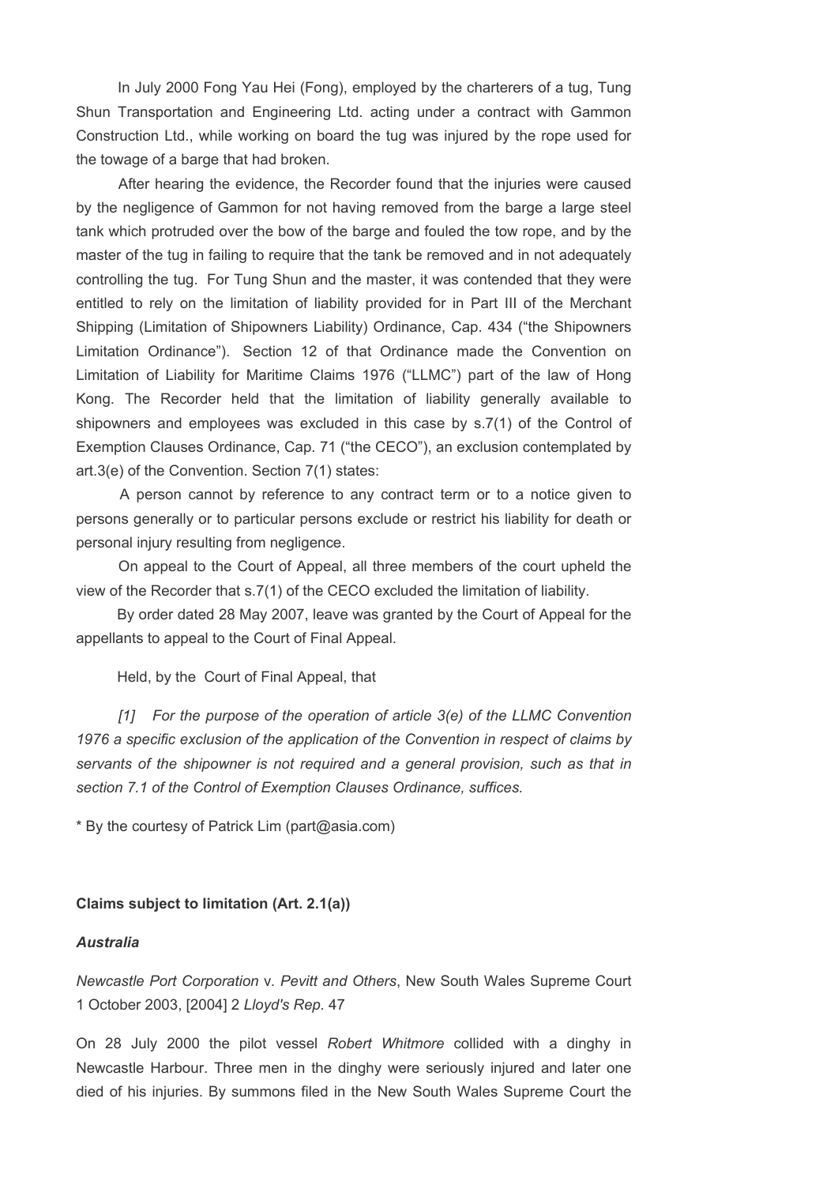In July 2000 Fong Yau Hei (Fong), employed by the charterers of a tug, Tung Shun Transportation and Engineering Ltd. acting under a contract with Gammon Construction Ltd., while working on board the tug was injured by the rope used for the towage of a barge that had broken.

After hearing the evidence, the Recorder found that the injuries were caused by the negligence of Gammon for not having removed from the barge a large steel tank which protruded over the bow of the barge and fouled the tow rope, and by the master of the tug in failing to require that the tank be removed and in not adequately controlling the tug. For Tung Shun and the master, it was contended that they were entitled to rely on the limitation of liability provided for in Part III of the Merchant Shipping (Limitation of Shipowners Liability) Ordinance, Cap. 434 ("the Shipowners Limitation Ordinance"). Section 12 of that Ordinance made the Convention on Limitation of Liability for Maritime Claims 1976 ("LLMC") part of the law of Hong Kong. The Recorder held that the limitation of liability generally available to shipowners and employees was excluded in this case by s.7(1) of the Control of Exemption Clauses Ordinance, Cap. 71 ("the CECO"), an exclusion contemplated by art.3(e) of the Convention. Section 7(1) states:

A person cannot by reference to any contract term or to a notice given to persons generally or to particular persons exclude or restrict his liability for death or personal injury resulting from negligence.

On appeal to the Court of Appeal, all three members of the court upheld the view of the Recorder that s.7(1) of the CECO excluded the limitation of liability.

By order dated 28 May 2007, leave was granted by the Court of Appeal for the appellants to appeal to the Court of Final Appeal.

Held, by the Court of Final Appeal, that

*[1] For the purpose of the operation of article 3(e) of the LLMC Convention 1976 a specific exclusion of the application of the Convention in respect of claims by servants of the shipowner is not required and a general provision, such as that in section 7.1 of the Control of Exemption Clauses Ordinance, suffices.*

* By the courtesy of Patrick Lim (part@asia.com)

**Claims subject to limitation (Art. 2.1(a))**

***Australia***

*Newcastle Port Corporation* v. *Pevitt and Others*, New South Wales Supreme Court 1 October 2003, [2004] 2 *Lloyd's Rep.* 47

On 28 July 2000 the pilot vessel *Robert Whitmore* collided with a dinghy in Newcastle Harbour. Three men in the dinghy were seriously injured and later one died of his injuries. By summons filed in the New South Wales Supreme Court the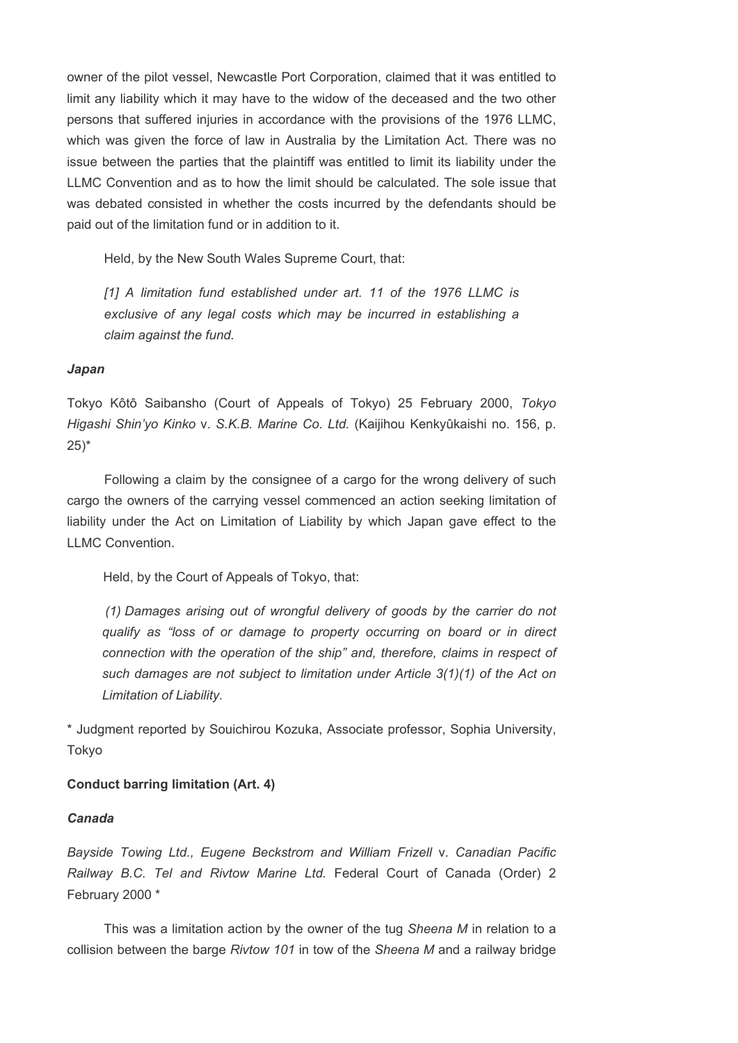owner of the pilot vessel, Newcastle Port Corporation, claimed that it was entitled to limit any liability which it may have to the widow of the deceased and the two other persons that suffered injuries in accordance with the provisions of the 1976 LLMC, which was given the force of law in Australia by the Limitation Act. There was no issue between the parties that the plaintiff was entitled to limit its liability under the LLMC Convention and as to how the limit should be calculated. The sole issue that was debated consisted in whether the costs incurred by the defendants should be paid out of the limitation fund or in addition to it.

Held, by the New South Wales Supreme Court, that:

> *[1] A limitation fund established under art. 11 of the 1976 LLMC is exclusive of any legal costs which may be incurred in establishing a claim against the fund.*

***Japan***

Tokyo Kôtô Saibansho (Court of Appeals of Tokyo) 25 February 2000, *Tokyo Higashi Shin'yo Kinko* v. *S.K.B. Marine Co. Ltd.* (Kaijihou Kenkyûkaishi no. 156, p. 25)*

Following a claim by the consignee of a cargo for the wrong delivery of such cargo the owners of the carrying vessel commenced an action seeking limitation of liability under the Act on Limitation of Liability by which Japan gave effect to the LLMC Convention.

Held, by the Court of Appeals of Tokyo, that:

> *(1) Damages arising out of wrongful delivery of goods by the carrier do not qualify as "loss of or damage to property occurring on board or in direct connection with the operation of the ship" and, therefore, claims in respect of such damages are not subject to limitation under Article 3(1)(1) of the Act on Limitation of Liability.*

\* Judgment reported by Souichirou Kozuka, Associate professor, Sophia University, Tokyo

**Conduct barring limitation (Art. 4)**

***Canada***

*Bayside Towing Ltd., Eugene Beckstrom and William Frizell* v. *Canadian Pacific Railway B.C. Tel and Rivtow Marine Ltd.* Federal Court of Canada (Order) 2 February 2000 *

This was a limitation action by the owner of the tug *Sheena M* in relation to a collision between the barge *Rivtow 101* in tow of the *Sheena M* and a railway bridge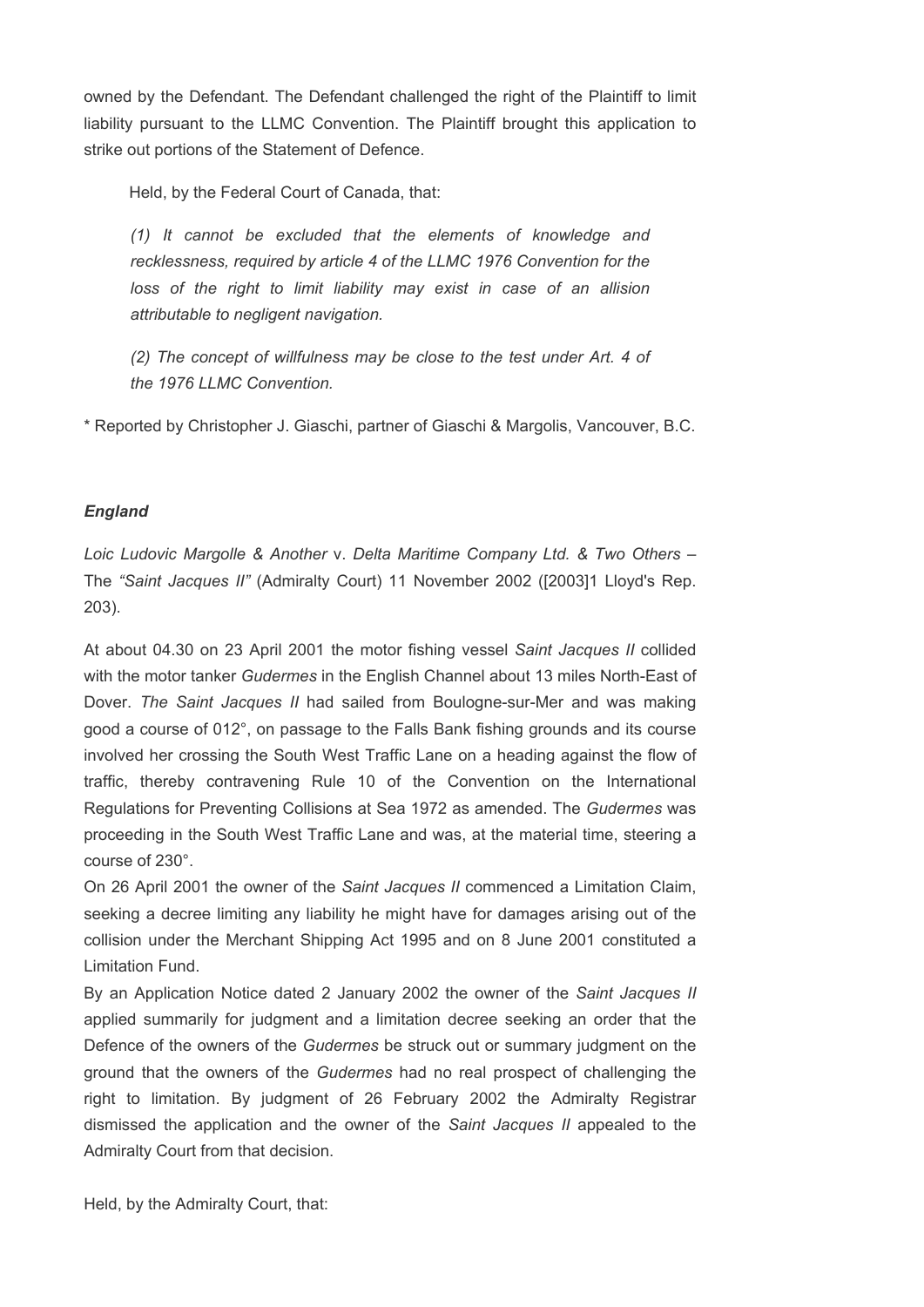owned by the Defendant. The Defendant challenged the right of the Plaintiff to limit liability pursuant to the LLMC Convention. The Plaintiff brought this application to strike out portions of the Statement of Defence.

Held, by the Federal Court of Canada, that:

> *(1) It cannot be excluded that the elements of knowledge and recklessness, required by article 4 of the LLMC 1976 Convention for the loss of the right to limit liability may exist in case of an allision attributable to negligent navigation.*
>
> *(2) The concept of willfulness may be close to the test under Art. 4 of the 1976 LLMC Convention.*

\* Reported by Christopher J. Giaschi, partner of Giaschi & Margolis, Vancouver, B.C.

### *England*

*Loic Ludovic Margolle & Another* v. *Delta Maritime Company Ltd. & Two Others* – The *"Saint Jacques II"* (Admiralty Court) 11 November 2002 ([2003]1 Lloyd's Rep. 203).

At about 04.30 on 23 April 2001 the motor fishing vessel *Saint Jacques II* collided with the motor tanker *Gudermes* in the English Channel about 13 miles North-East of Dover. *The Saint Jacques II* had sailed from Boulogne-sur-Mer and was making good a course of 012°, on passage to the Falls Bank fishing grounds and its course involved her crossing the South West Traffic Lane on a heading against the flow of traffic, thereby contravening Rule 10 of the Convention on the International Regulations for Preventing Collisions at Sea 1972 as amended. The *Gudermes* was proceeding in the South West Traffic Lane and was, at the material time, steering a course of 230°.

On 26 April 2001 the owner of the *Saint Jacques II* commenced a Limitation Claim, seeking a decree limiting any liability he might have for damages arising out of the collision under the Merchant Shipping Act 1995 and on 8 June 2001 constituted a Limitation Fund.

By an Application Notice dated 2 January 2002 the owner of the *Saint Jacques II* applied summarily for judgment and a limitation decree seeking an order that the Defence of the owners of the *Gudermes* be struck out or summary judgment on the ground that the owners of the *Gudermes* had no real prospect of challenging the right to limitation. By judgment of 26 February 2002 the Admiralty Registrar dismissed the application and the owner of the *Saint Jacques II* appealed to the Admiralty Court from that decision.

Held, by the Admiralty Court, that: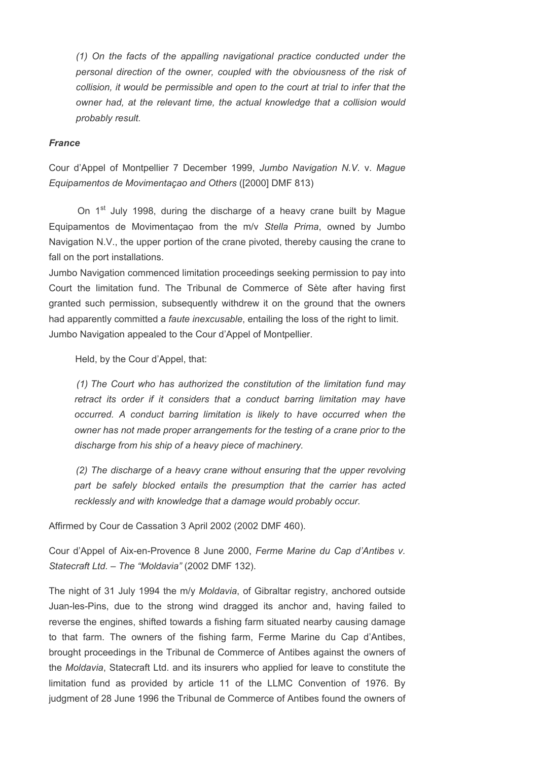*(1) On the facts of the appalling navigational practice conducted under the personal direction of the owner, coupled with the obviousness of the risk of collision, it would be permissible and open to the court at trial to infer that the owner had, at the relevant time, the actual knowledge that a collision would probably result.*

***France***

Cour d'Appel of Montpellier 7 December 1999, *Jumbo Navigation N.V.* v. *Mague Equipamentos de Movimentaçao and Others* ([2000] DMF 813)

On 1st July 1998, during the discharge of a heavy crane built by Mague Equipamentos de Movimentaçao from the m/v *Stella Prima*, owned by Jumbo Navigation N.V., the upper portion of the crane pivoted, thereby causing the crane to fall on the port installations.
Jumbo Navigation commenced limitation proceedings seeking permission to pay into Court the limitation fund. The Tribunal de Commerce of Sète after having first granted such permission, subsequently withdrew it on the ground that the owners had apparently committed a *faute inexcusable*, entailing the loss of the right to limit. Jumbo Navigation appealed to the Cour d'Appel of Montpellier.

Held, by the Cour d'Appel, that:

*(1) The Court who has authorized the constitution of the limitation fund may retract its order if it considers that a conduct barring limitation may have occurred. A conduct barring limitation is likely to have occurred when the owner has not made proper arrangements for the testing of a crane prior to the discharge from his ship of a heavy piece of machinery.*

*(2) The discharge of a heavy crane without ensuring that the upper revolving part be safely blocked entails the presumption that the carrier has acted recklessly and with knowledge that a damage would probably occur.*

Affirmed by Cour de Cassation 3 April 2002 (2002 DMF 460).

Cour d'Appel of Aix-en-Provence 8 June 2000, *Ferme Marine du Cap d'Antibes v. Statecraft Ltd. – The "Moldavia"* (2002 DMF 132).

The night of 31 July 1994 the m/y *Moldavia*, of Gibraltar registry, anchored outside Juan-les-Pins, due to the strong wind dragged its anchor and, having failed to reverse the engines, shifted towards a fishing farm situated nearby causing damage to that farm. The owners of the fishing farm, Ferme Marine du Cap d'Antibes, brought proceedings in the Tribunal de Commerce of Antibes against the owners of the *Moldavia*, Statecraft Ltd. and its insurers who applied for leave to constitute the limitation fund as provided by article 11 of the LLMC Convention of 1976. By judgment of 28 June 1996 the Tribunal de Commerce of Antibes found the owners of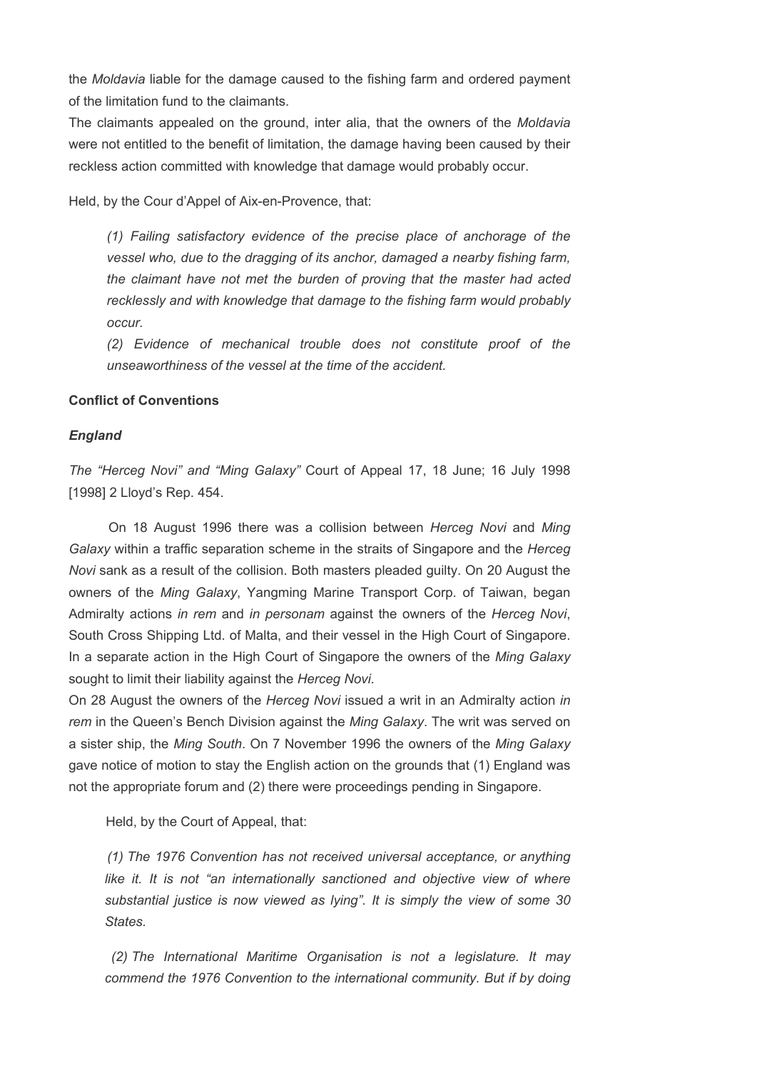the *Moldavia* liable for the damage caused to the fishing farm and ordered payment of the limitation fund to the claimants.
The claimants appealed on the ground, inter alia, that the owners of the *Moldavia* were not entitled to the benefit of limitation, the damage having been caused by their reckless action committed with knowledge that damage would probably occur.

Held, by the Cour d'Appel of Aix-en-Provence, that:

> *(1) Failing satisfactory evidence of the precise place of anchorage of the vessel who, due to the dragging of its anchor, damaged a nearby fishing farm, the claimant have not met the burden of proving that the master had acted recklessly and with knowledge that damage to the fishing farm would probably occur.*
> *(2) Evidence of mechanical trouble does not constitute proof of the unseaworthiness of the vessel at the time of the accident.*

**Conflict of Conventions**

***England***

*The "Herceg Novi" and "Ming Galaxy"* Court of Appeal 17, 18 June; 16 July 1998 [1998] 2 Lloyd's Rep. 454.

On 18 August 1996 there was a collision between *Herceg Novi* and *Ming Galaxy* within a traffic separation scheme in the straits of Singapore and the *Herceg Novi* sank as a result of the collision. Both masters pleaded guilty. On 20 August the owners of the *Ming Galaxy*, Yangming Marine Transport Corp. of Taiwan, began Admiralty actions *in rem* and *in personam* against the owners of the *Herceg Novi*, South Cross Shipping Ltd. of Malta, and their vessel in the High Court of Singapore. In a separate action in the High Court of Singapore the owners of the *Ming Galaxy* sought to limit their liability against the *Herceg Novi*.
On 28 August the owners of the *Herceg Novi* issued a writ in an Admiralty action *in rem* in the Queen's Bench Division against the *Ming Galaxy*. The writ was served on a sister ship, the *Ming South*. On 7 November 1996 the owners of the *Ming Galaxy* gave notice of motion to stay the English action on the grounds that (1) England was not the appropriate forum and (2) there were proceedings pending in Singapore.

Held, by the Court of Appeal, that:

> *(1) The 1976 Convention has not received universal acceptance, or anything like it. It is not "an internationally sanctioned and objective view of where substantial justice is now viewed as lying". It is simply the view of some 30 States.*
>
> *(2) The International Maritime Organisation is not a legislature. It may commend the 1976 Convention to the international community. But if by doing*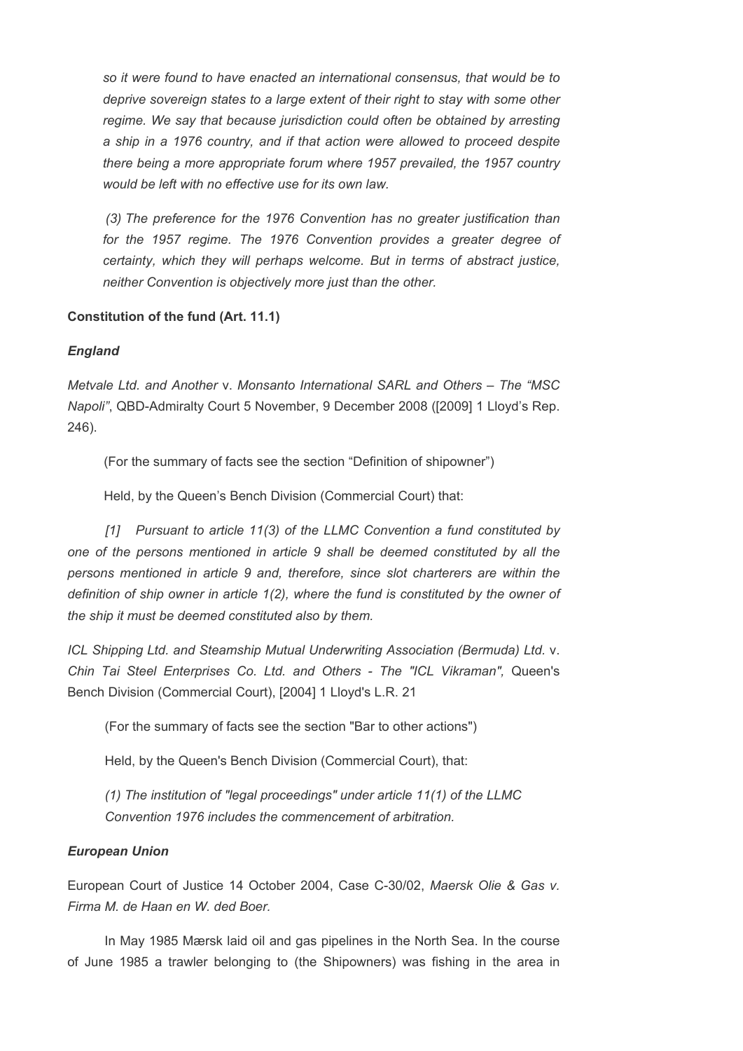*so it were found to have enacted an international consensus, that would be to deprive sovereign states to a large extent of their right to stay with some other regime. We say that because jurisdiction could often be obtained by arresting a ship in a 1976 country, and if that action were allowed to proceed despite there being a more appropriate forum where 1957 prevailed, the 1957 country would be left with no effective use for its own law.*

*(3) The preference for the 1976 Convention has no greater justification than for the 1957 regime. The 1976 Convention provides a greater degree of certainty, which they will perhaps welcome. But in terms of abstract justice, neither Convention is objectively more just than the other.*

**Constitution of the fund (Art. 11.1)**

***England***

*Metvale Ltd. and Another* v. *Monsanto International SARL and Others – The "MSC Napoli"*, QBD-Admiralty Court 5 November, 9 December 2008 ([2009] 1 Lloyd's Rep. 246).

(For the summary of facts see the section "Definition of shipowner")

Held, by the Queen's Bench Division (Commercial Court) that:

*[1] Pursuant to article 11(3) of the LLMC Convention a fund constituted by one of the persons mentioned in article 9 shall be deemed constituted by all the persons mentioned in article 9 and, therefore, since slot charterers are within the definition of ship owner in article 1(2), where the fund is constituted by the owner of the ship it must be deemed constituted also by them.*

*ICL Shipping Ltd. and Steamship Mutual Underwriting Association (Bermuda) Ltd.* v. *Chin Tai Steel Enterprises Co. Ltd. and Others - The "ICL Vikraman",* Queen's Bench Division (Commercial Court), [2004] 1 Lloyd's L.R. 21

(For the summary of facts see the section "Bar to other actions")

Held, by the Queen's Bench Division (Commercial Court), that:

*(1) The institution of "legal proceedings" under article 11(1) of the LLMC Convention 1976 includes the commencement of arbitration.*

***European Union***

European Court of Justice 14 October 2004, Case C-30/02, *Maersk Olie & Gas v. Firma M. de Haan en W. ded Boer*.

In May 1985 Mærsk laid oil and gas pipelines in the North Sea. In the course of June 1985 a trawler belonging to (the Shipowners) was fishing in the area in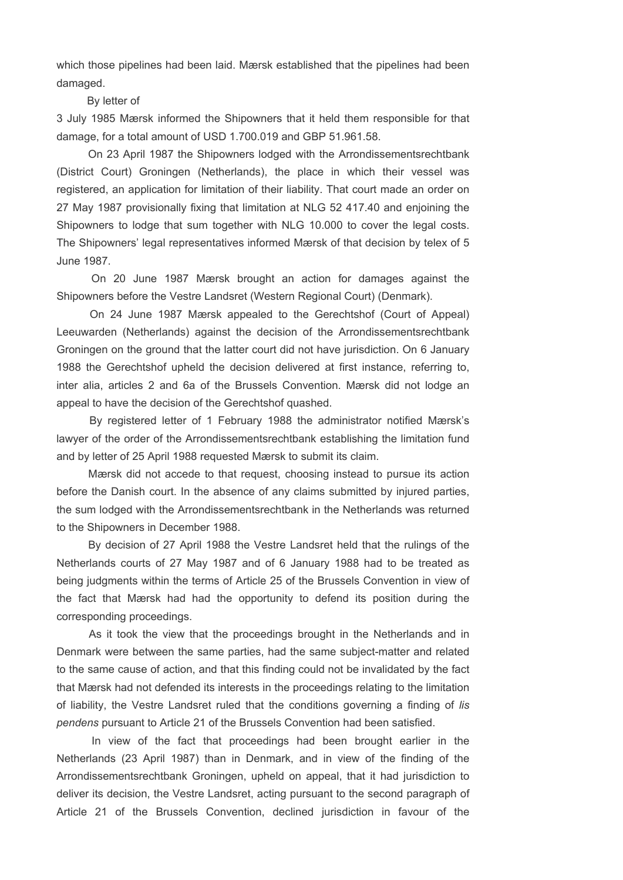which those pipelines had been laid. Mærsk established that the pipelines had been damaged.

By letter of 3 July 1985 Mærsk informed the Shipowners that it held them responsible for that damage, for a total amount of USD 1.700.019 and GBP 51.961.58.

On 23 April 1987 the Shipowners lodged with the Arrondissementsrechtbank (District Court) Groningen (Netherlands), the place in which their vessel was registered, an application for limitation of their liability. That court made an order on 27 May 1987 provisionally fixing that limitation at NLG 52 417.40 and enjoining the Shipowners to lodge that sum together with NLG 10.000 to cover the legal costs. The Shipowners' legal representatives informed Mærsk of that decision by telex of 5 June 1987.

On 20 June 1987 Mærsk brought an action for damages against the Shipowners before the Vestre Landsret (Western Regional Court) (Denmark).

On 24 June 1987 Mærsk appealed to the Gerechtshof (Court of Appeal) Leeuwarden (Netherlands) against the decision of the Arrondissementsrechtbank Groningen on the ground that the latter court did not have jurisdiction. On 6 January 1988 the Gerechtshof upheld the decision delivered at first instance, referring to, inter alia, articles 2 and 6a of the Brussels Convention. Mærsk did not lodge an appeal to have the decision of the Gerechtshof quashed.

By registered letter of 1 February 1988 the administrator notified Mærsk's lawyer of the order of the Arrondissementsrechtbank establishing the limitation fund and by letter of 25 April 1988 requested Mærsk to submit its claim.

Mærsk did not accede to that request, choosing instead to pursue its action before the Danish court. In the absence of any claims submitted by injured parties, the sum lodged with the Arrondissementsrechtbank in the Netherlands was returned to the Shipowners in December 1988.

By decision of 27 April 1988 the Vestre Landsret held that the rulings of the Netherlands courts of 27 May 1987 and of 6 January 1988 had to be treated as being judgments within the terms of Article 25 of the Brussels Convention in view of the fact that Mærsk had had the opportunity to defend its position during the corresponding proceedings.

As it took the view that the proceedings brought in the Netherlands and in Denmark were between the same parties, had the same subject-matter and related to the same cause of action, and that this finding could not be invalidated by the fact that Mærsk had not defended its interests in the proceedings relating to the limitation of liability, the Vestre Landsret ruled that the conditions governing a finding of *lis pendens* pursuant to Article 21 of the Brussels Convention had been satisfied.

In view of the fact that proceedings had been brought earlier in the Netherlands (23 April 1987) than in Denmark, and in view of the finding of the Arrondissementsrechtbank Groningen, upheld on appeal, that it had jurisdiction to deliver its decision, the Vestre Landsret, acting pursuant to the second paragraph of Article 21 of the Brussels Convention, declined jurisdiction in favour of the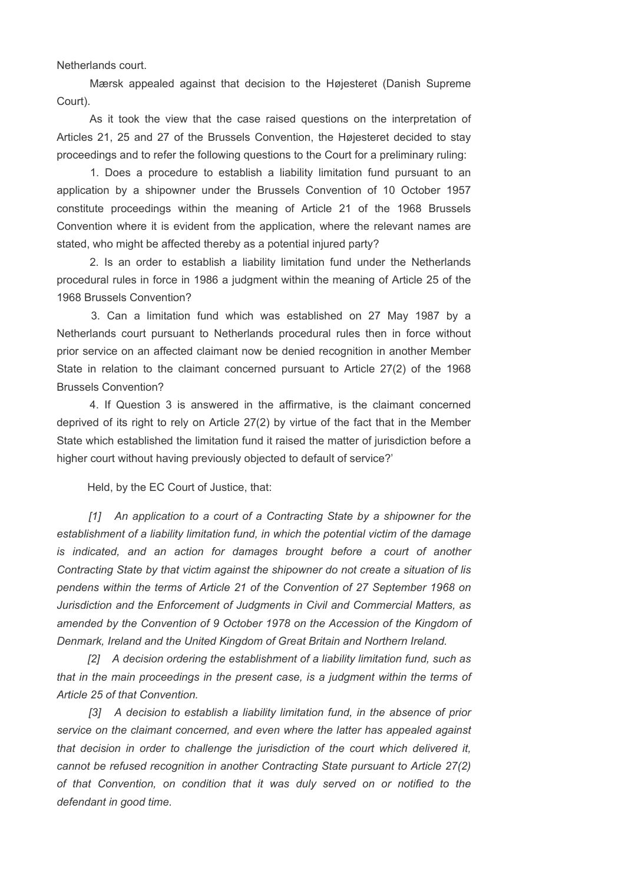Netherlands court.

Mærsk appealed against that decision to the Højesteret (Danish Supreme Court).

As it took the view that the case raised questions on the interpretation of Articles 21, 25 and 27 of the Brussels Convention, the Højesteret decided to stay proceedings and to refer the following questions to the Court for a preliminary ruling:

1. Does a procedure to establish a liability limitation fund pursuant to an application by a shipowner under the Brussels Convention of 10 October 1957 constitute proceedings within the meaning of Article 21 of the 1968 Brussels Convention where it is evident from the application, where the relevant names are stated, who might be affected thereby as a potential injured party?

2. Is an order to establish a liability limitation fund under the Netherlands procedural rules in force in 1986 a judgment within the meaning of Article 25 of the 1968 Brussels Convention?

3. Can a limitation fund which was established on 27 May 1987 by a Netherlands court pursuant to Netherlands procedural rules then in force without prior service on an affected claimant now be denied recognition in another Member State in relation to the claimant concerned pursuant to Article 27(2) of the 1968 Brussels Convention?

4. If Question 3 is answered in the affirmative, is the claimant concerned deprived of its right to rely on Article 27(2) by virtue of the fact that in the Member State which established the limitation fund it raised the matter of jurisdiction before a higher court without having previously objected to default of service?'

Held, by the EC Court of Justice, that:

*[1] An application to a court of a Contracting State by a shipowner for the establishment of a liability limitation fund, in which the potential victim of the damage is indicated, and an action for damages brought before a court of another Contracting State by that victim against the shipowner do not create a situation of lis pendens within the terms of Article 21 of the Convention of 27 September 1968 on Jurisdiction and the Enforcement of Judgments in Civil and Commercial Matters, as amended by the Convention of 9 October 1978 on the Accession of the Kingdom of Denmark, Ireland and the United Kingdom of Great Britain and Northern Ireland.*

*[2] A decision ordering the establishment of a liability limitation fund, such as that in the main proceedings in the present case, is a judgment within the terms of Article 25 of that Convention.*

*[3] A decision to establish a liability limitation fund, in the absence of prior service on the claimant concerned, and even where the latter has appealed against that decision in order to challenge the jurisdiction of the court which delivered it, cannot be refused recognition in another Contracting State pursuant to Article 27(2) of that Convention, on condition that it was duly served on or notified to the defendant in good time.*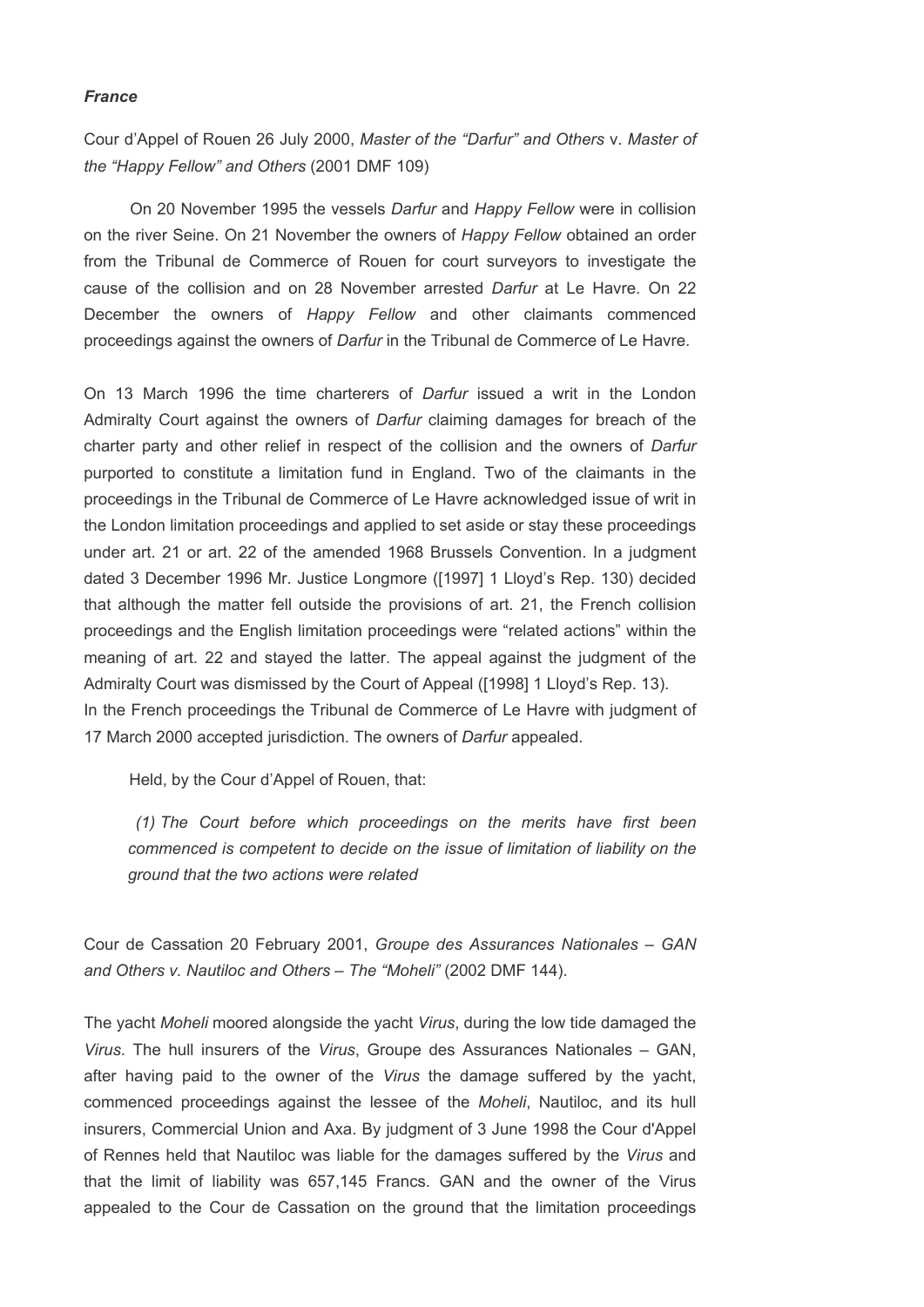***France***

Cour d'Appel of Rouen 26 July 2000, *Master of the "Darfur" and Others* v. *Master of the "Happy Fellow" and Others* (2001 DMF 109)

On 20 November 1995 the vessels *Darfur* and *Happy Fellow* were in collision on the river Seine. On 21 November the owners of *Happy Fellow* obtained an order from the Tribunal de Commerce of Rouen for court surveyors to investigate the cause of the collision and on 28 November arrested *Darfur* at Le Havre. On 22 December the owners of *Happy Fellow* and other claimants commenced proceedings against the owners of *Darfur* in the Tribunal de Commerce of Le Havre.

On 13 March 1996 the time charterers of *Darfur* issued a writ in the London Admiralty Court against the owners of *Darfur* claiming damages for breach of the charter party and other relief in respect of the collision and the owners of *Darfur* purported to constitute a limitation fund in England. Two of the claimants in the proceedings in the Tribunal de Commerce of Le Havre acknowledged issue of writ in the London limitation proceedings and applied to set aside or stay these proceedings under art. 21 or art. 22 of the amended 1968 Brussels Convention. In a judgment dated 3 December 1996 Mr. Justice Longmore ([1997] 1 Lloyd's Rep. 130) decided that although the matter fell outside the provisions of art. 21, the French collision proceedings and the English limitation proceedings were "related actions" within the meaning of art. 22 and stayed the latter. The appeal against the judgment of the Admiralty Court was dismissed by the Court of Appeal ([1998] 1 Lloyd's Rep. 13).
In the French proceedings the Tribunal de Commerce of Le Havre with judgment of 17 March 2000 accepted jurisdiction. The owners of *Darfur* appealed.

Held, by the Cour d'Appel of Rouen, that:

*(1) The Court before which proceedings on the merits have first been commenced is competent to decide on the issue of limitation of liability on the ground that the two actions were related*

Cour de Cassation 20 February 2001, *Groupe des Assurances Nationales – GAN and Others v. Nautiloc and Others – The "Moheli"* (2002 DMF 144).

The yacht *Moheli* moored alongside the yacht *Virus*, during the low tide damaged the *Virus*. The hull insurers of the *Virus*, Groupe des Assurances Nationales – GAN, after having paid to the owner of the *Virus* the damage suffered by the yacht, commenced proceedings against the lessee of the *Moheli*, Nautiloc, and its hull insurers, Commercial Union and Axa. By judgment of 3 June 1998 the Cour d'Appel of Rennes held that Nautiloc was liable for the damages suffered by the *Virus* and that the limit of liability was 657,145 Francs. GAN and the owner of the Virus appealed to the Cour de Cassation on the ground that the limitation proceedings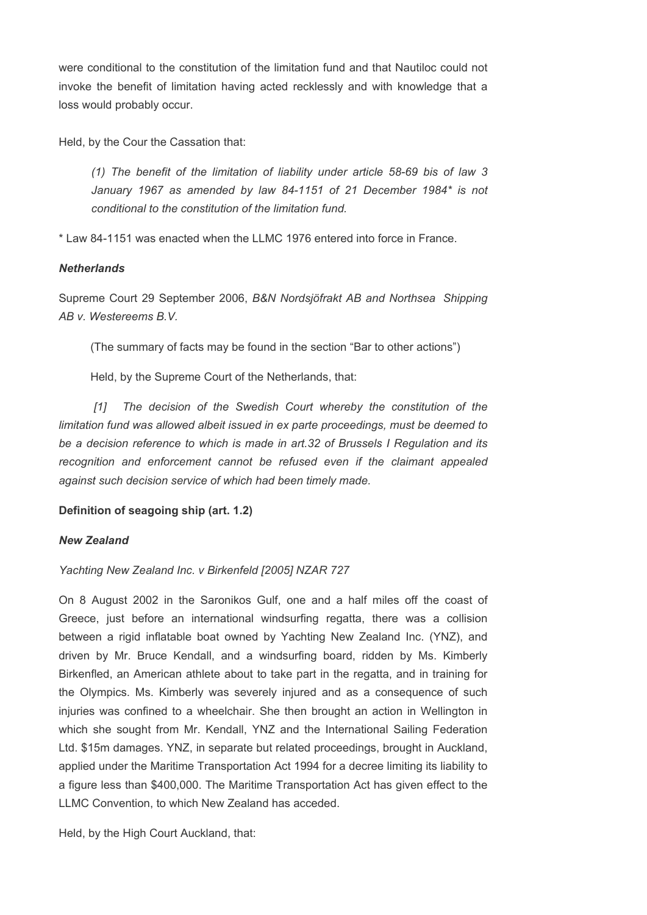were conditional to the constitution of the limitation fund and that Nautiloc could not invoke the benefit of limitation having acted recklessly and with knowledge that a loss would probably occur.

Held, by the Cour the Cassation that:

> *(1) The benefit of the limitation of liability under article 58-69 bis of law 3 January 1967 as amended by law 84-1151 of 21 December 1984\* is not conditional to the constitution of the limitation fund.*

\* Law 84-1151 was enacted when the LLMC 1976 entered into force in France.

***Netherlands***

Supreme Court 29 September 2006, *B&N Nordsjöfrakt AB and Northsea Shipping AB v. Westereems B.V.*

> (The summary of facts may be found in the section "Bar to other actions")
>
> Held, by the Supreme Court of the Netherlands, that:
>
> *[1] The decision of the Swedish Court whereby the constitution of the limitation fund was allowed albeit issued in ex parte proceedings, must be deemed to be a decision reference to which is made in art.32 of Brussels I Regulation and its recognition and enforcement cannot be refused even if the claimant appealed against such decision service of which had been timely made.*

**Definition of seagoing ship (art. 1.2)**

***New Zealand***

*Yachting New Zealand Inc. v Birkenfeld [2005] NZAR 727*

On 8 August 2002 in the Saronikos Gulf, one and a half miles off the coast of Greece, just before an international windsurfing regatta, there was a collision between a rigid inflatable boat owned by Yachting New Zealand Inc. (YNZ), and driven by Mr. Bruce Kendall, and a windsurfing board, ridden by Ms. Kimberly Birkenfled, an American athlete about to take part in the regatta, and in training for the Olympics. Ms. Kimberly was severely injured and as a consequence of such injuries was confined to a wheelchair. She then brought an action in Wellington in which she sought from Mr. Kendall, YNZ and the International Sailing Federation Ltd. $15m damages. YNZ, in separate but related proceedings, brought in Auckland, applied under the Maritime Transportation Act 1994 for a decree limiting its liability to a figure less than $400,000. The Maritime Transportation Act has given effect to the LLMC Convention, to which New Zealand has acceded.

Held, by the High Court Auckland, that: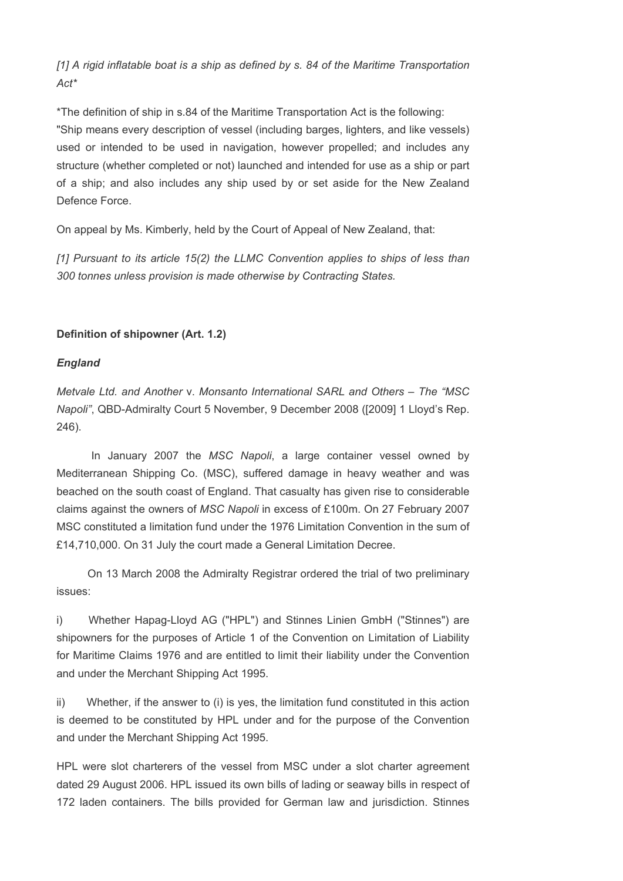*[1] A rigid inflatable boat is a ship as defined by s. 84 of the Maritime Transportation Act**

*The definition of ship in s.84 of the Maritime Transportation Act is the following: "Ship means every description of vessel (including barges, lighters, and like vessels) used or intended to be used in navigation, however propelled; and includes any structure (whether completed or not) launched and intended for use as a ship or part of a ship; and also includes any ship used by or set aside for the New Zealand Defence Force.

On appeal by Ms. Kimberly, held by the Court of Appeal of New Zealand, that:

*[1] Pursuant to its article 15(2) the LLMC Convention applies to ships of less than 300 tonnes unless provision is made otherwise by Contracting States.*

**Definition of shipowner (Art. 1.2)**

***England***

*Metvale Ltd. and Another* v. *Monsanto International SARL and Others – The "MSC Napoli"*, QBD-Admiralty Court 5 November, 9 December 2008 ([2009] 1 Lloyd's Rep. 246).

In January 2007 the *MSC Napoli*, a large container vessel owned by Mediterranean Shipping Co. (MSC), suffered damage in heavy weather and was beached on the south coast of England. That casualty has given rise to considerable claims against the owners of *MSC Napoli* in excess of £100m. On 27 February 2007 MSC constituted a limitation fund under the 1976 Limitation Convention in the sum of £14,710,000. On 31 July the court made a General Limitation Decree.

On 13 March 2008 the Admiralty Registrar ordered the trial of two preliminary issues:

i) Whether Hapag-Lloyd AG ("HPL") and Stinnes Linien GmbH ("Stinnes") are shipowners for the purposes of Article 1 of the Convention on Limitation of Liability for Maritime Claims 1976 and are entitled to limit their liability under the Convention and under the Merchant Shipping Act 1995.

ii) Whether, if the answer to (i) is yes, the limitation fund constituted in this action is deemed to be constituted by HPL under and for the purpose of the Convention and under the Merchant Shipping Act 1995.

HPL were slot charterers of the vessel from MSC under a slot charter agreement dated 29 August 2006. HPL issued its own bills of lading or seaway bills in respect of 172 laden containers. The bills provided for German law and jurisdiction. Stinnes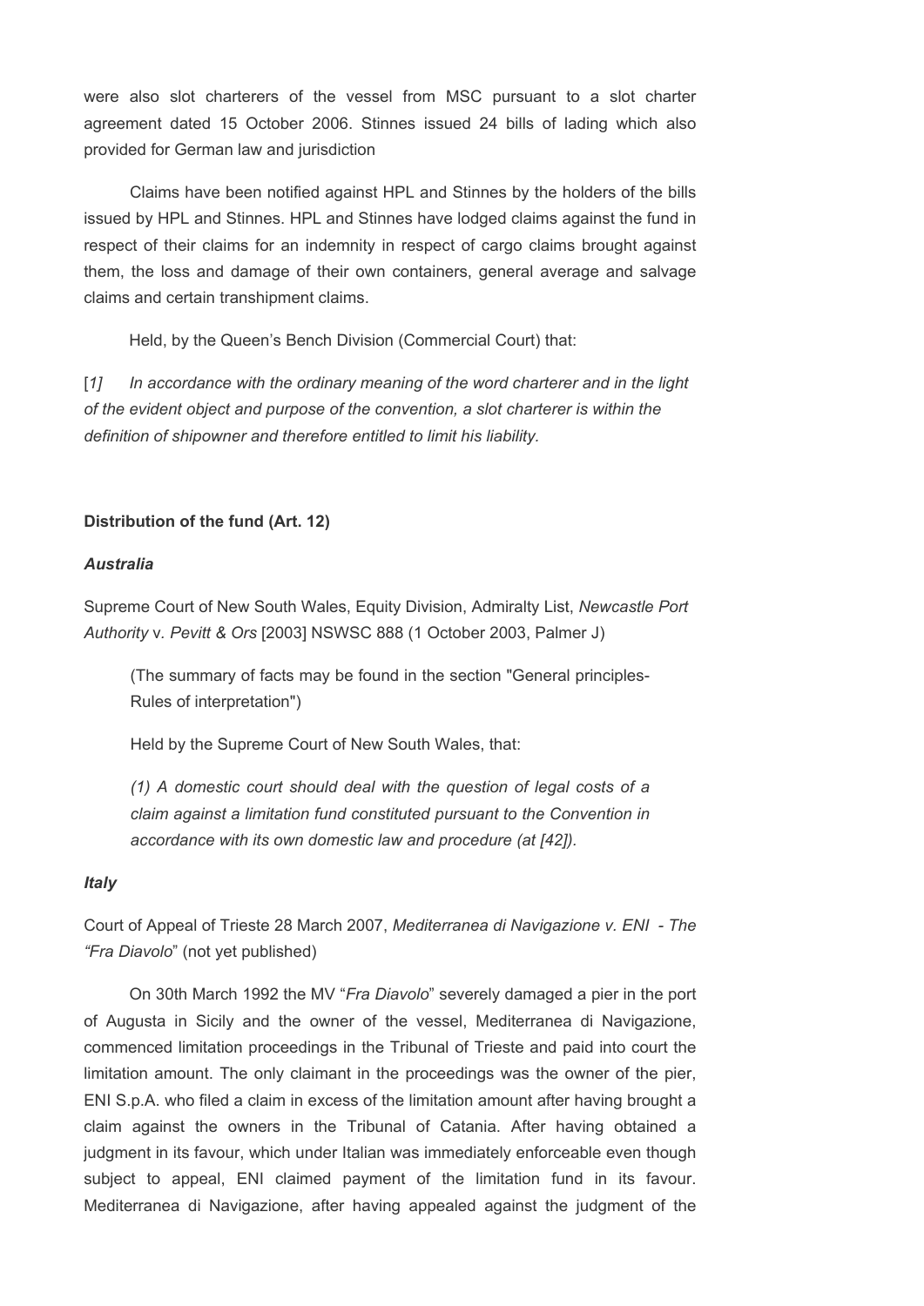were also slot charterers of the vessel from MSC pursuant to a slot charter agreement dated 15 October 2006. Stinnes issued 24 bills of lading which also provided for German law and jurisdiction

Claims have been notified against HPL and Stinnes by the holders of the bills issued by HPL and Stinnes. HPL and Stinnes have lodged claims against the fund in respect of their claims for an indemnity in respect of cargo claims brought against them, the loss and damage of their own containers, general average and salvage claims and certain transhipment claims.

Held, by the Queen's Bench Division (Commercial Court) that:

[*1*] *In accordance with the ordinary meaning of the word charterer and in the light of the evident object and purpose of the convention, a slot charterer is within the definition of shipowner and therefore entitled to limit his liability.*

**Distribution of the fund (Art. 12)**

***Australia***

Supreme Court of New South Wales, Equity Division, Admiralty List, *Newcastle Port Authority* v. *Pevitt & Ors* [2003] NSWSC 888 (1 October 2003, Palmer J)

(The summary of facts may be found in the section "General principles- Rules of interpretation")

Held by the Supreme Court of New South Wales, that:

*(1) A domestic court should deal with the question of legal costs of a claim against a limitation fund constituted pursuant to the Convention in accordance with its own domestic law and procedure (at [42]).*

***Italy***

Court of Appeal of Trieste 28 March 2007, *Mediterranea di Navigazione v. ENI - The "Fra Diavolo*" (not yet published)

On 30th March 1992 the MV "*Fra Diavolo*" severely damaged a pier in the port of Augusta in Sicily and the owner of the vessel, Mediterranea di Navigazione, commenced limitation proceedings in the Tribunal of Trieste and paid into court the limitation amount. The only claimant in the proceedings was the owner of the pier, ENI S.p.A. who filed a claim in excess of the limitation amount after having brought a claim against the owners in the Tribunal of Catania. After having obtained a judgment in its favour, which under Italian was immediately enforceable even though subject to appeal, ENI claimed payment of the limitation fund in its favour. Mediterranea di Navigazione, after having appealed against the judgment of the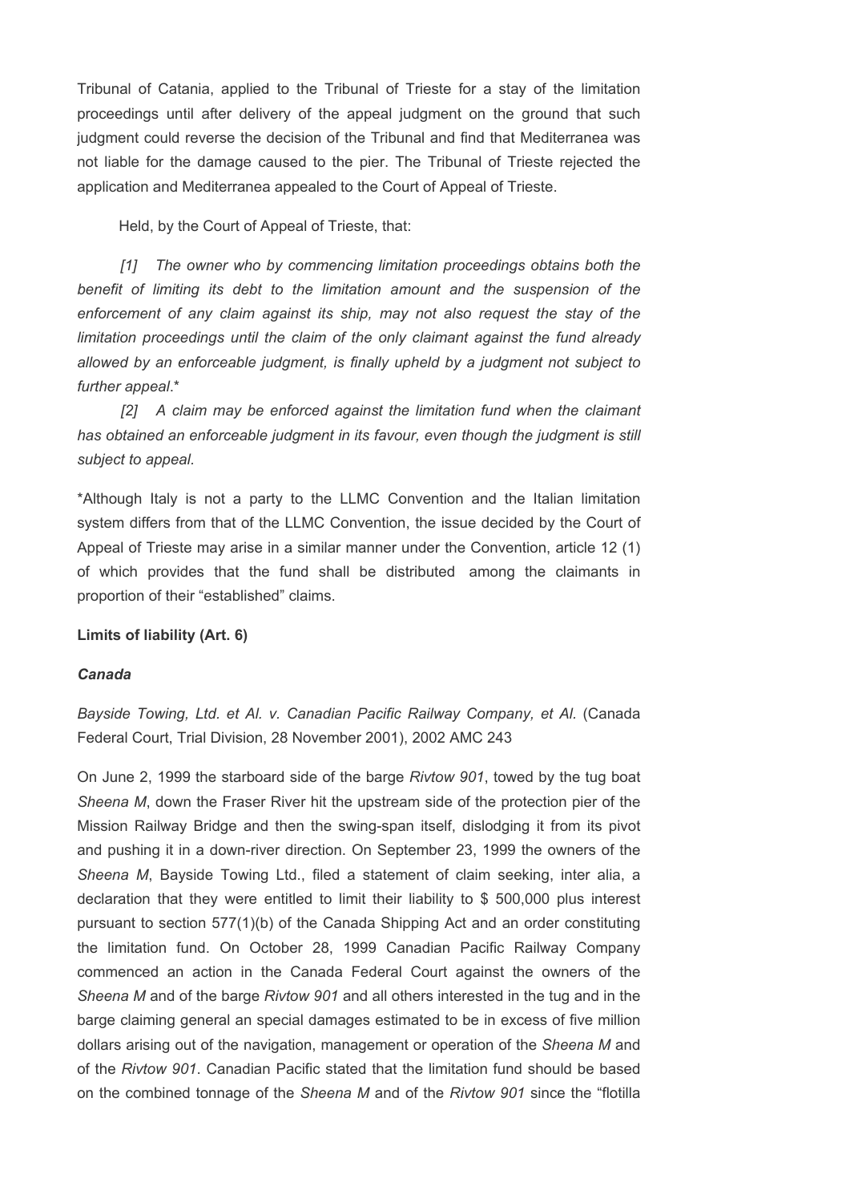Tribunal of Catania, applied to the Tribunal of Trieste for a stay of the limitation proceedings until after delivery of the appeal judgment on the ground that such judgment could reverse the decision of the Tribunal and find that Mediterranea was not liable for the damage caused to the pier. The Tribunal of Trieste rejected the application and Mediterranea appealed to the Court of Appeal of Trieste.

Held, by the Court of Appeal of Trieste, that:

*[1] The owner who by commencing limitation proceedings obtains both the benefit of limiting its debt to the limitation amount and the suspension of the enforcement of any claim against its ship, may not also request the stay of the limitation proceedings until the claim of the only claimant against the fund already allowed by an enforceable judgment, is finally upheld by a judgment not subject to further appeal.*\*

*[2] A claim may be enforced against the limitation fund when the claimant has obtained an enforceable judgment in its favour, even though the judgment is still subject to appeal.*

\*Although Italy is not a party to the LLMC Convention and the Italian limitation system differs from that of the LLMC Convention, the issue decided by the Court of Appeal of Trieste may arise in a similar manner under the Convention, article 12 (1) of which provides that the fund shall be distributed among the claimants in proportion of their "established" claims.

**Limits of liability (Art. 6)**

***Canada***

*Bayside Towing, Ltd. et Al. v. Canadian Pacific Railway Company, et Al.* (Canada Federal Court, Trial Division, 28 November 2001), 2002 AMC 243

On June 2, 1999 the starboard side of the barge *Rivtow 901*, towed by the tug boat *Sheena M*, down the Fraser River hit the upstream side of the protection pier of the Mission Railway Bridge and then the swing-span itself, dislodging it from its pivot and pushing it in a down-river direction. On September 23, 1999 the owners of the *Sheena M*, Bayside Towing Ltd., filed a statement of claim seeking, inter alia, a declaration that they were entitled to limit their liability to $ 500,000 plus interest pursuant to section 577(1)(b) of the Canada Shipping Act and an order constituting the limitation fund. On October 28, 1999 Canadian Pacific Railway Company commenced an action in the Canada Federal Court against the owners of the *Sheena M* and of the barge *Rivtow 901* and all others interested in the tug and in the barge claiming general an special damages estimated to be in excess of five million dollars arising out of the navigation, management or operation of the *Sheena M* and of the *Rivtow 901*. Canadian Pacific stated that the limitation fund should be based on the combined tonnage of the *Sheena M* and of the *Rivtow 901* since the "flotilla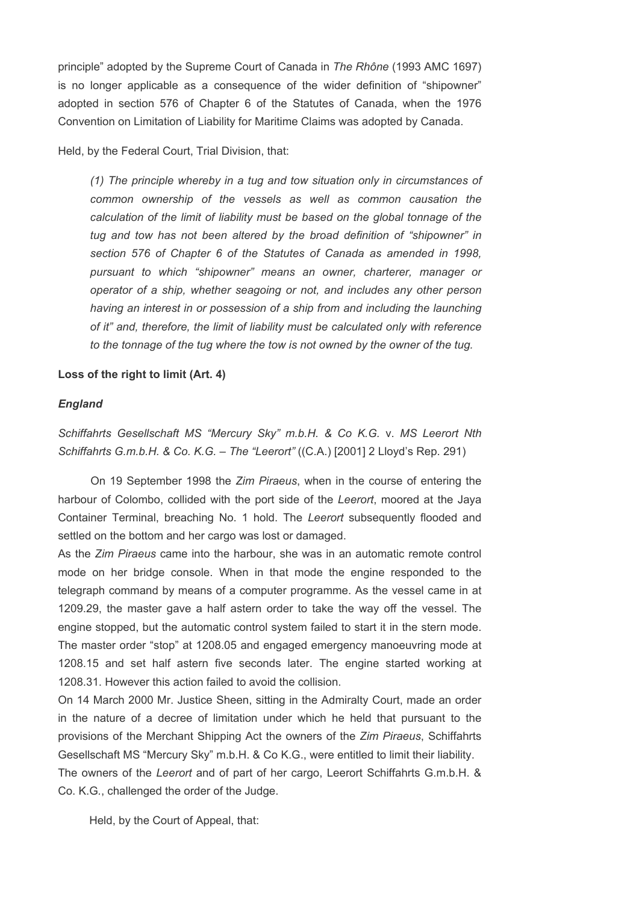principle" adopted by the Supreme Court of Canada in *The Rhône* (1993 AMC 1697) is no longer applicable as a consequence of the wider definition of "shipowner" adopted in section 576 of Chapter 6 of the Statutes of Canada, when the 1976 Convention on Limitation of Liability for Maritime Claims was adopted by Canada.

Held, by the Federal Court, Trial Division, that:

> *(1) The principle whereby in a tug and tow situation only in circumstances of common ownership of the vessels as well as common causation the calculation of the limit of liability must be based on the global tonnage of the tug and tow has not been altered by the broad definition of "shipowner" in section 576 of Chapter 6 of the Statutes of Canada as amended in 1998, pursuant to which "shipowner" means an owner, charterer, manager or operator of a ship, whether seagoing or not, and includes any other person having an interest in or possession of a ship from and including the launching of it" and, therefore, the limit of liability must be calculated only with reference to the tonnage of the tug where the tow is not owned by the owner of the tug.*

**Loss of the right to limit (Art. 4)**

***England***

*Schiffahrts Gesellschaft MS "Mercury Sky" m.b.H. & Co K.G.* v. *MS Leerort Nth Schiffahrts G.m.b.H. & Co. K.G. – The "Leerort"* ((C.A.) [2001] 2 Lloyd's Rep. 291)

On 19 September 1998 the *Zim Piraeus*, when in the course of entering the harbour of Colombo, collided with the port side of the *Leerort*, moored at the Jaya Container Terminal, breaching No. 1 hold. The *Leerort* subsequently flooded and settled on the bottom and her cargo was lost or damaged.

As the *Zim Piraeus* came into the harbour, she was in an automatic remote control mode on her bridge console. When in that mode the engine responded to the telegraph command by means of a computer programme. As the vessel came in at 1209.29, the master gave a half astern order to take the way off the vessel. The engine stopped, but the automatic control system failed to start it in the stern mode. The master order "stop" at 1208.05 and engaged emergency manoeuvring mode at 1208.15 and set half astern five seconds later. The engine started working at 1208.31. However this action failed to avoid the collision.

On 14 March 2000 Mr. Justice Sheen, sitting in the Admiralty Court, made an order in the nature of a decree of limitation under which he held that pursuant to the provisions of the Merchant Shipping Act the owners of the *Zim Piraeus*, Schiffahrts Gesellschaft MS "Mercury Sky" m.b.H. & Co K.G., were entitled to limit their liability.

The owners of the *Leerort* and of part of her cargo, Leerort Schiffahrts G.m.b.H. & Co. K.G., challenged the order of the Judge.

Held, by the Court of Appeal, that: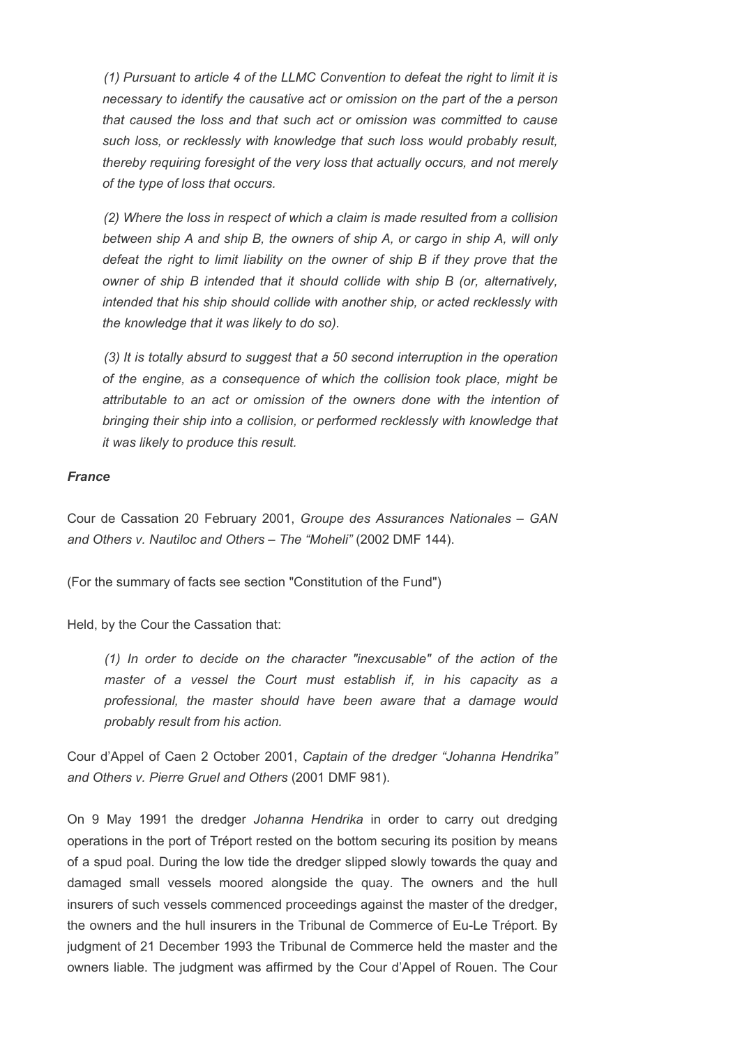*(1) Pursuant to article 4 of the LLMC Convention to defeat the right to limit it is necessary to identify the causative act or omission on the part of the a person that caused the loss and that such act or omission was committed to cause such loss, or recklessly with knowledge that such loss would probably result, thereby requiring foresight of the very loss that actually occurs, and not merely of the type of loss that occurs.*

*(2) Where the loss in respect of which a claim is made resulted from a collision between ship A and ship B, the owners of ship A, or cargo in ship A, will only defeat the right to limit liability on the owner of ship B if they prove that the owner of ship B intended that it should collide with ship B (or, alternatively, intended that his ship should collide with another ship, or acted recklessly with the knowledge that it was likely to do so).*

*(3) It is totally absurd to suggest that a 50 second interruption in the operation of the engine, as a consequence of which the collision took place, might be attributable to an act or omission of the owners done with the intention of bringing their ship into a collision, or performed recklessly with knowledge that it was likely to produce this result.*

### *France*

Cour de Cassation 20 February 2001, *Groupe des Assurances Nationales – GAN and Others v. Nautiloc and Others – The "Moheli"* (2002 DMF 144).

(For the summary of facts see section "Constitution of the Fund")

Held, by the Cour the Cassation that:

*(1) In order to decide on the character "inexcusable" of the action of the master of a vessel the Court must establish if, in his capacity as a professional, the master should have been aware that a damage would probably result from his action.*

Cour d'Appel of Caen 2 October 2001, *Captain of the dredger "Johanna Hendrika" and Others v. Pierre Gruel and Others* (2001 DMF 981).

On 9 May 1991 the dredger *Johanna Hendrika* in order to carry out dredging operations in the port of Tréport rested on the bottom securing its position by means of a spud poal. During the low tide the dredger slipped slowly towards the quay and damaged small vessels moored alongside the quay. The owners and the hull insurers of such vessels commenced proceedings against the master of the dredger, the owners and the hull insurers in the Tribunal de Commerce of Eu-Le Tréport. By judgment of 21 December 1993 the Tribunal de Commerce held the master and the owners liable. The judgment was affirmed by the Cour d'Appel of Rouen. The Cour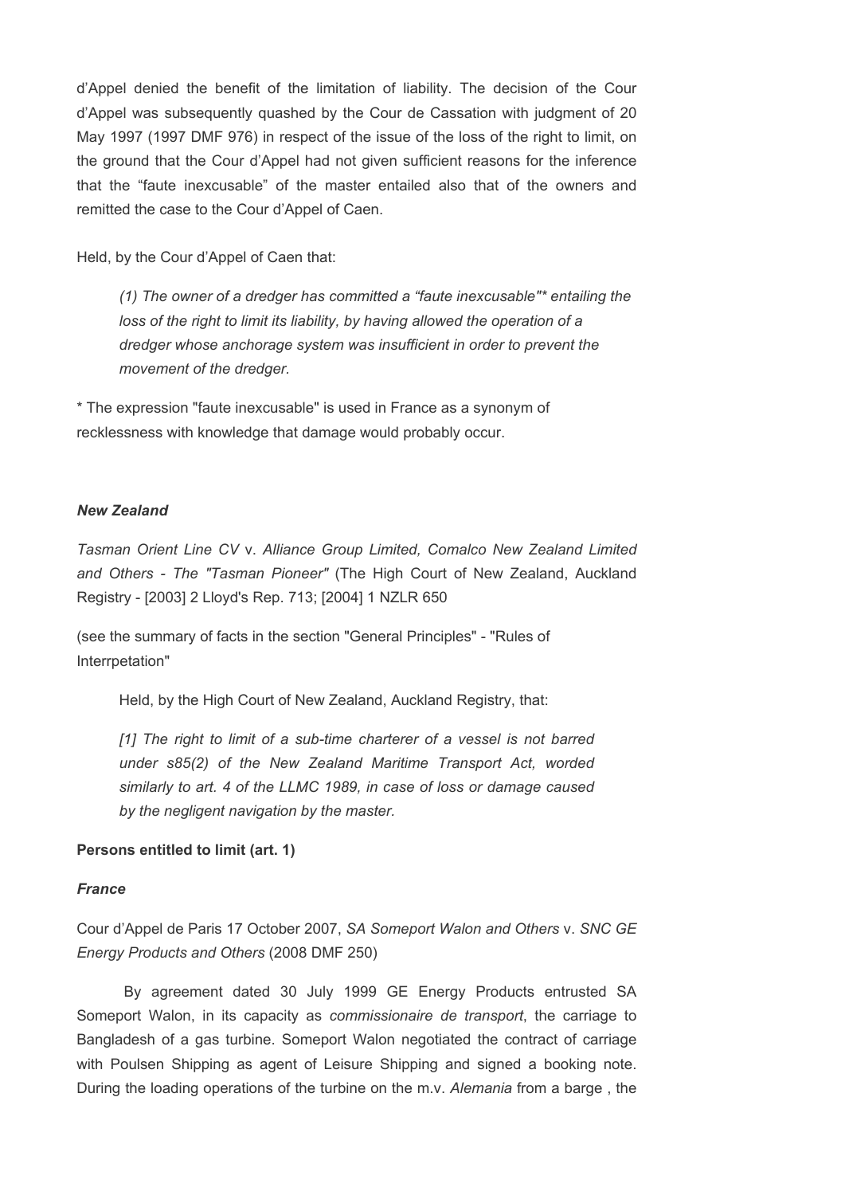d'Appel denied the benefit of the limitation of liability. The decision of the Cour d'Appel was subsequently quashed by the Cour de Cassation with judgment of 20 May 1997 (1997 DMF 976) in respect of the issue of the loss of the right to limit, on the ground that the Cour d'Appel had not given sufficient reasons for the inference that the "faute inexcusable" of the master entailed also that of the owners and remitted the case to the Cour d'Appel of Caen.

Held, by the Cour d'Appel of Caen that:

> *(1) The owner of a dredger has committed a "faute inexcusable"* entailing the loss of the right to limit its liability, by having allowed the operation of a dredger whose anchorage system was insufficient in order to prevent the movement of the dredger.*

* The expression "faute inexcusable" is used in France as a synonym of recklessness with knowledge that damage would probably occur.

### *New Zealand*

*Tasman Orient Line CV* v. *Alliance Group Limited, Comalco New Zealand Limited and Others - The "Tasman Pioneer"* (The High Court of New Zealand, Auckland Registry - [2003] 2 Lloyd's Rep. 713; [2004] 1 NZLR 650

(see the summary of facts in the section "General Principles" - "Rules of Interrpetation"

> Held, by the High Court of New Zealand, Auckland Registry, that:
>
> *[1] The right to limit of a sub-time charterer of a vessel is not barred under s85(2) of the New Zealand Maritime Transport Act, worded similarly to art. 4 of the LLMC 1989, in case of loss or damage caused by the negligent navigation by the master.*

## **Persons entitled to limit (art. 1)**

### *France*

Cour d'Appel de Paris 17 October 2007, *SA Someport Walon and Others* v. *SNC GE Energy Products and Others* (2008 DMF 250)

By agreement dated 30 July 1999 GE Energy Products entrusted SA Someport Walon, in its capacity as *commissionaire de transport*, the carriage to Bangladesh of a gas turbine. Someport Walon negotiated the contract of carriage with Poulsen Shipping as agent of Leisure Shipping and signed a booking note. During the loading operations of the turbine on the m.v. *Alemania* from a barge , the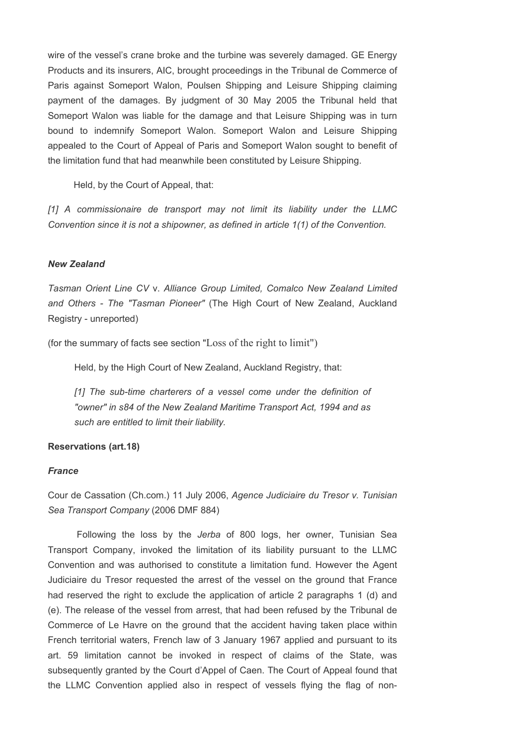wire of the vessel's crane broke and the turbine was severely damaged. GE Energy Products and its insurers, AIC, brought proceedings in the Tribunal de Commerce of Paris against Someport Walon, Poulsen Shipping and Leisure Shipping claiming payment of the damages. By judgment of 30 May 2005 the Tribunal held that Someport Walon was liable for the damage and that Leisure Shipping was in turn bound to indemnify Someport Walon. Someport Walon and Leisure Shipping appealed to the Court of Appeal of Paris and Someport Walon sought to benefit of the limitation fund that had meanwhile been constituted by Leisure Shipping.

Held, by the Court of Appeal, that:

*[1] A commissionaire de transport may not limit its liability under the LLMC Convention since it is not a shipowner, as defined in article 1(1) of the Convention.*

#### *New Zealand*

*Tasman Orient Line CV* v. *Alliance Group Limited, Comalco New Zealand Limited and Others - The "Tasman Pioneer"* (The High Court of New Zealand, Auckland Registry - unreported)

(for the summary of facts see section "Loss of the right to limit")

Held, by the High Court of New Zealand, Auckland Registry, that:

> *[1] The sub-time charterers of a vessel come under the definition of "owner" in s84 of the New Zealand Maritime Transport Act, 1994 and as such are entitled to limit their liability.*

### Reservations (art.18)

#### *France*

Cour de Cassation (Ch.com.) 11 July 2006, *Agence Judiciaire du Tresor v. Tunisian Sea Transport Company* (2006 DMF 884)

Following the loss by the *Jerba* of 800 logs, her owner, Tunisian Sea Transport Company, invoked the limitation of its liability pursuant to the LLMC Convention and was authorised to constitute a limitation fund. However the Agent Judiciaire du Tresor requested the arrest of the vessel on the ground that France had reserved the right to exclude the application of article 2 paragraphs 1 (d) and (e). The release of the vessel from arrest, that had been refused by the Tribunal de Commerce of Le Havre on the ground that the accident having taken place within French territorial waters, French law of 3 January 1967 applied and pursuant to its art. 59 limitation cannot be invoked in respect of claims of the State, was subsequently granted by the Court d'Appel of Caen. The Court of Appeal found that the LLMC Convention applied also in respect of vessels flying the flag of non-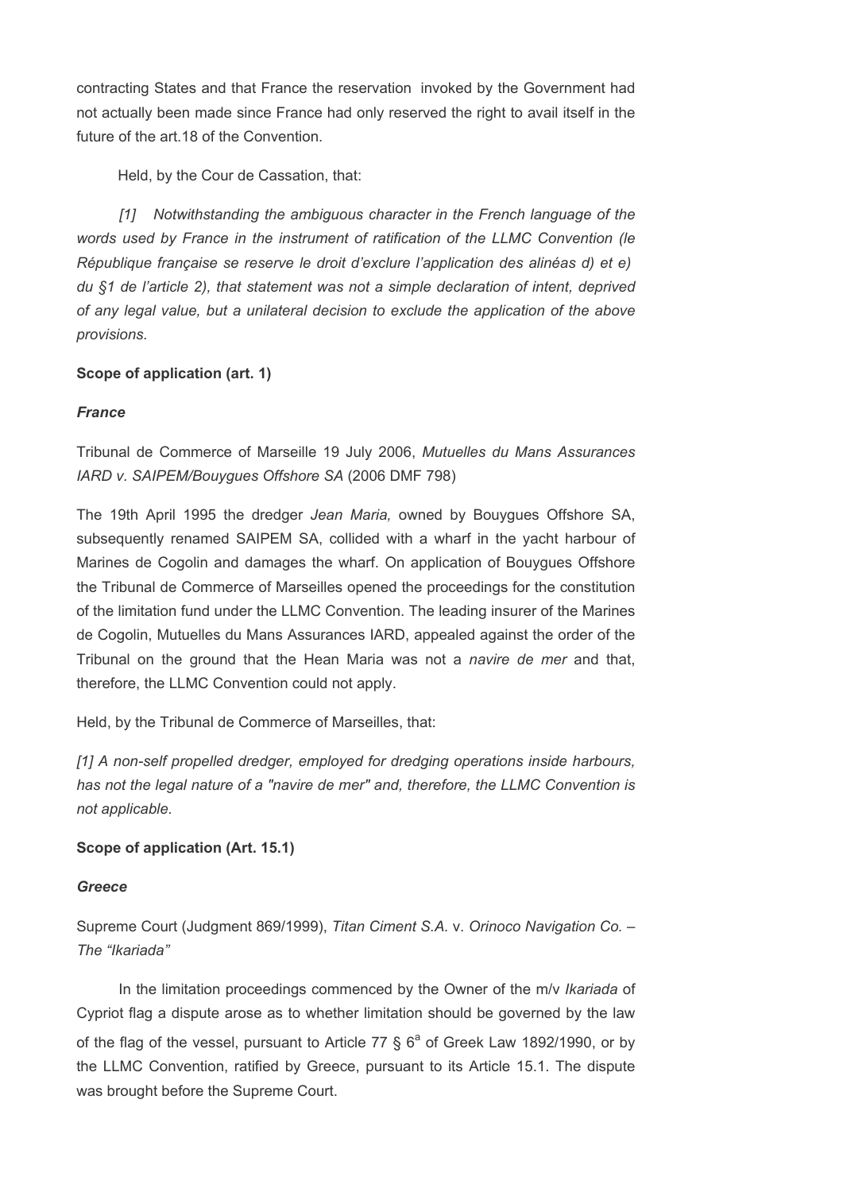contracting States and that France the reservation invoked by the Government had not actually been made since France had only reserved the right to avail itself in the future of the art.18 of the Convention.

Held, by the Cour de Cassation, that:

*[1] Notwithstanding the ambiguous character in the French language of the words used by France in the instrument of ratification of the LLMC Convention (le République française se reserve le droit d'exclure l'application des alinéas d) et e) du §1 de l'article 2), that statement was not a simple declaration of intent, deprived of any legal value, but a unilateral decision to exclude the application of the above provisions.*

**Scope of application (art. 1)**

***France***

Tribunal de Commerce of Marseille 19 July 2006, *Mutuelles du Mans Assurances IARD v. SAIPEM/Bouygues Offshore SA* (2006 DMF 798)

The 19th April 1995 the dredger *Jean Maria,* owned by Bouygues Offshore SA, subsequently renamed SAIPEM SA, collided with a wharf in the yacht harbour of Marines de Cogolin and damages the wharf. On application of Bouygues Offshore the Tribunal de Commerce of Marseilles opened the proceedings for the constitution of the limitation fund under the LLMC Convention. The leading insurer of the Marines de Cogolin, Mutuelles du Mans Assurances IARD, appealed against the order of the Tribunal on the ground that the Hean Maria was not a *navire de mer* and that, therefore, the LLMC Convention could not apply.

Held, by the Tribunal de Commerce of Marseilles, that:

*[1] A non-self propelled dredger, employed for dredging operations inside harbours, has not the legal nature of a "navire de mer" and, therefore, the LLMC Convention is not applicable.*

**Scope of application (Art. 15.1)**

***Greece***

Supreme Court (Judgment 869/1999), *Titan Ciment S.A.* v. *Orinoco Navigation Co. – The "Ikariada"*

In the limitation proceedings commenced by the Owner of the m/v *Ikariada* of Cypriot flag a dispute arose as to whether limitation should be governed by the law of the flag of the vessel, pursuant to Article 77 § 6[a] of Greek Law 1892/1990, or by the LLMC Convention, ratified by Greece, pursuant to its Article 15.1. The dispute was brought before the Supreme Court.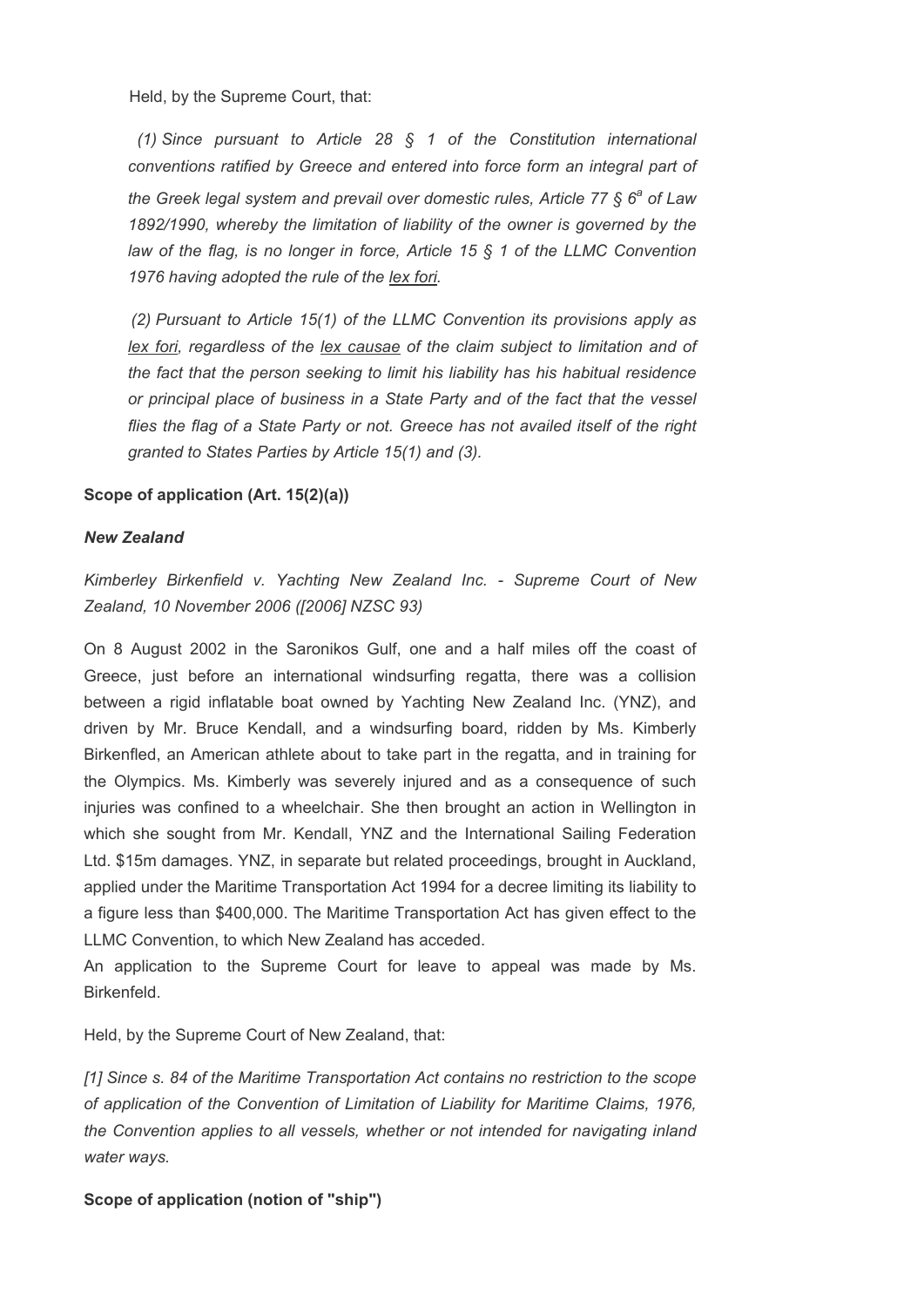Held, by the Supreme Court, that:

*(1) Since pursuant to Article 28 § 1 of the Constitution international conventions ratified by Greece and entered into force form an integral part of the Greek legal system and prevail over domestic rules, Article 77 § 6[a] of Law 1892/1990, whereby the limitation of liability of the owner is governed by the law of the flag, is no longer in force, Article 15 § 1 of the LLMC Convention 1976 having adopted the rule of the lex fori.*

*(2) Pursuant to Article 15(1) of the LLMC Convention its provisions apply as lex fori, regardless of the lex causae of the claim subject to limitation and of the fact that the person seeking to limit his liability has his habitual residence or principal place of business in a State Party and of the fact that the vessel flies the flag of a State Party or not. Greece has not availed itself of the right granted to States Parties by Article 15(1) and (3).*

**Scope of application (Art. 15(2)(a))**

***New Zealand***

*Kimberley Birkenfield v. Yachting New Zealand Inc. - Supreme Court of New Zealand, 10 November 2006 ([2006] NZSC 93)*

On 8 August 2002 in the Saronikos Gulf, one and a half miles off the coast of Greece, just before an international windsurfing regatta, there was a collision between a rigid inflatable boat owned by Yachting New Zealand Inc. (YNZ), and driven by Mr. Bruce Kendall, and a windsurfing board, ridden by Ms. Kimberly Birkenfled, an American athlete about to take part in the regatta, and in training for the Olympics. Ms. Kimberly was severely injured and as a consequence of such injuries was confined to a wheelchair. She then brought an action in Wellington in which she sought from Mr. Kendall, YNZ and the International Sailing Federation Ltd. $15m damages. YNZ, in separate but related proceedings, brought in Auckland, applied under the Maritime Transportation Act 1994 for a decree limiting its liability to a figure less than $400,000. The Maritime Transportation Act has given effect to the LLMC Convention, to which New Zealand has acceded.

An application to the Supreme Court for leave to appeal was made by Ms. Birkenfeld.

Held, by the Supreme Court of New Zealand, that:

*[1] Since s. 84 of the Maritime Transportation Act contains no restriction to the scope of application of the Convention of Limitation of Liability for Maritime Claims, 1976, the Convention applies to all vessels, whether or not intended for navigating inland water ways.*

**Scope of application (notion of "ship")**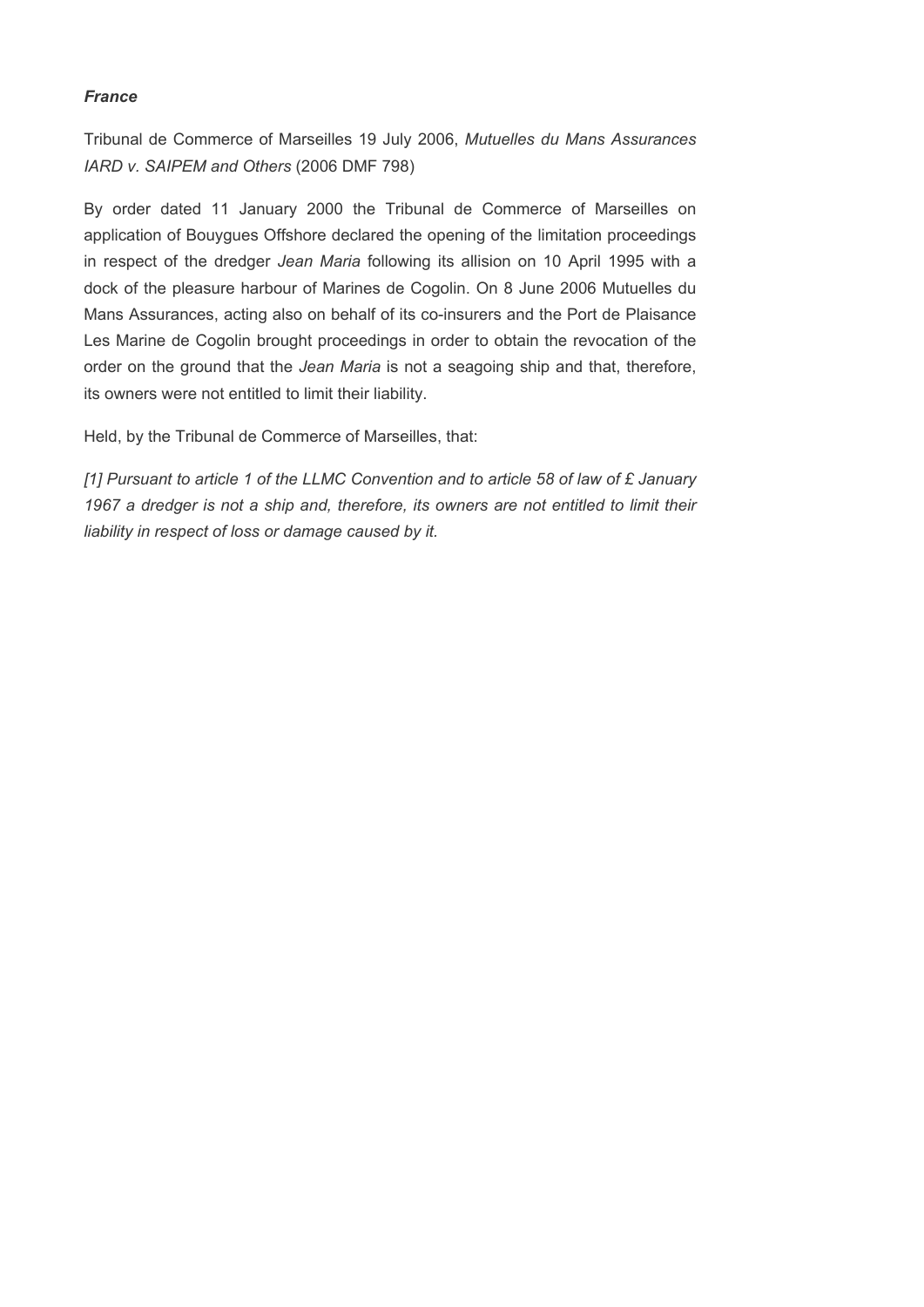***France***

Tribunal de Commerce of Marseilles 19 July 2006, *Mutuelles du Mans Assurances IARD v. SAIPEM and Others* (2006 DMF 798)

By order dated 11 January 2000 the Tribunal de Commerce of Marseilles on application of Bouygues Offshore declared the opening of the limitation proceedings in respect of the dredger *Jean Maria* following its allision on 10 April 1995 with a dock of the pleasure harbour of Marines de Cogolin. On 8 June 2006 Mutuelles du Mans Assurances, acting also on behalf of its co-insurers and the Port de Plaisance Les Marine de Cogolin brought proceedings in order to obtain the revocation of the order on the ground that the *Jean Maria* is not a seagoing ship and that, therefore, its owners were not entitled to limit their liability.

Held, by the Tribunal de Commerce of Marseilles, that:

*[1] Pursuant to article 1 of the LLMC Convention and to article 58 of law of £ January 1967 a dredger is not a ship and, therefore, its owners are not entitled to limit their liability in respect of loss or damage caused by it.*